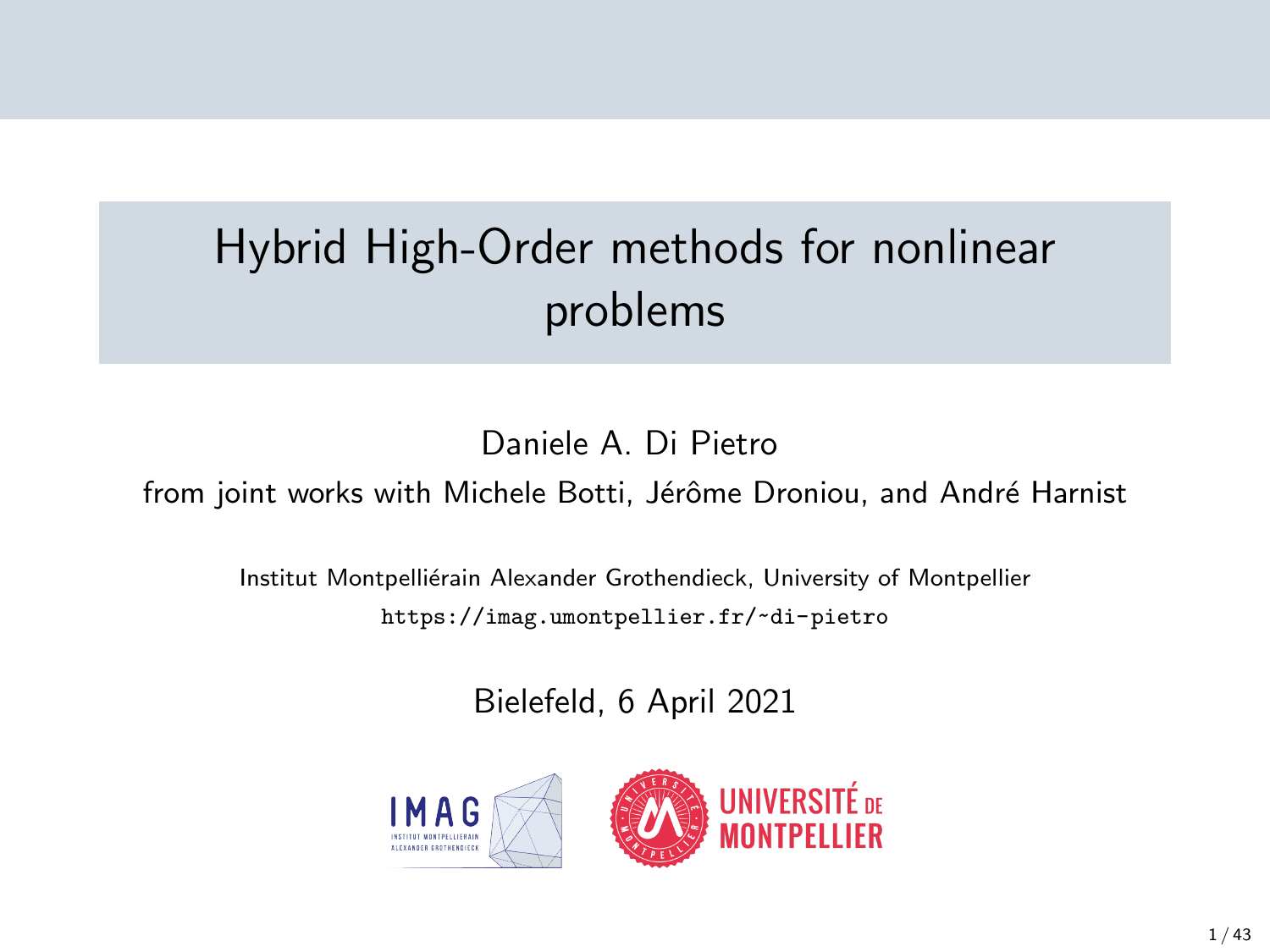# Hybrid High-Order methods for nonlinear problems

Daniele A. Di Pietro

from joint works with Michele Botti, Jérôme Droniou, and André Harnist

Institut Montpelliérain Alexander Grothendieck, University of Montpellier

https://imag.umontpellier.fr/~di-pietro

Bielefeld, 6 April 2021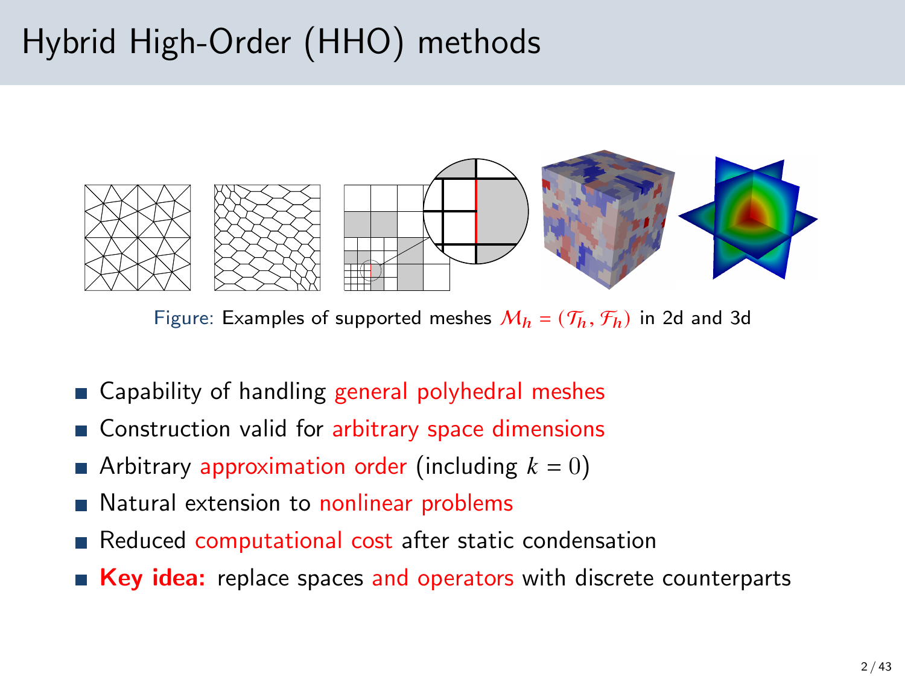# Hybrid High-Order (HHO) methods

Figure: Examples of supported meshes $\mathcal{M}_h = (\mathcal{T}_h, \mathcal{F}_h)$ in 2d and 3d

- Capability of handling general polyhedral meshes
- Construction valid for arbitrary space dimensions
- Arbitrary approximation order (including $k = 0$)
- Natural extension to nonlinear problems
- Reduced computational cost after static condensation
- **Key idea:** replace spaces and operators with discrete counterparts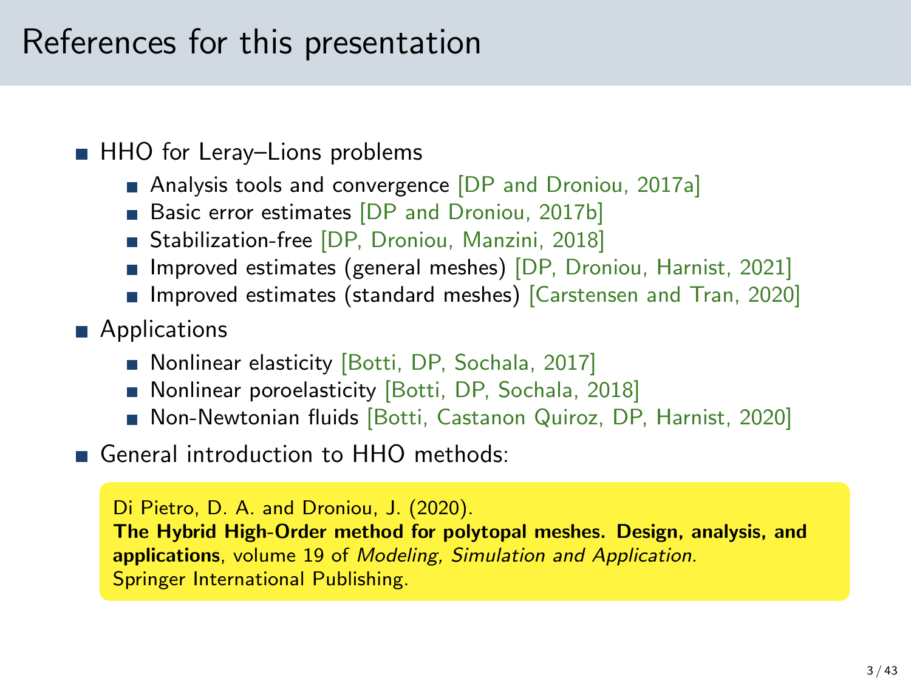# References for this presentation

- HHO for Leray–Lions problems
  - Analysis tools and convergence [DP and Droniou, 2017a]
  - Basic error estimates [DP and Droniou, 2017b]
  - Stabilization-free [DP, Droniou, Manzini, 2018]
  - Improved estimates (general meshes) [DP, Droniou, Harnist, 2021]
  - Improved estimates (standard meshes) [Carstensen and Tran, 2020]
- Applications
  - Nonlinear elasticity [Botti, DP, Sochala, 2017]
  - Nonlinear poroelasticity [Botti, DP, Sochala, 2018]
  - Non-Newtonian fluids [Botti, Castanon Quiroz, DP, Harnist, 2020]
- General introduction to HHO methods:

> Di Pietro, D. A. and Droniou, J. (2020).
> **The Hybrid High-Order method for polytopal meshes. Design, analysis, and applications**, volume 19 of *Modeling, Simulation and Application*.
> Springer International Publishing.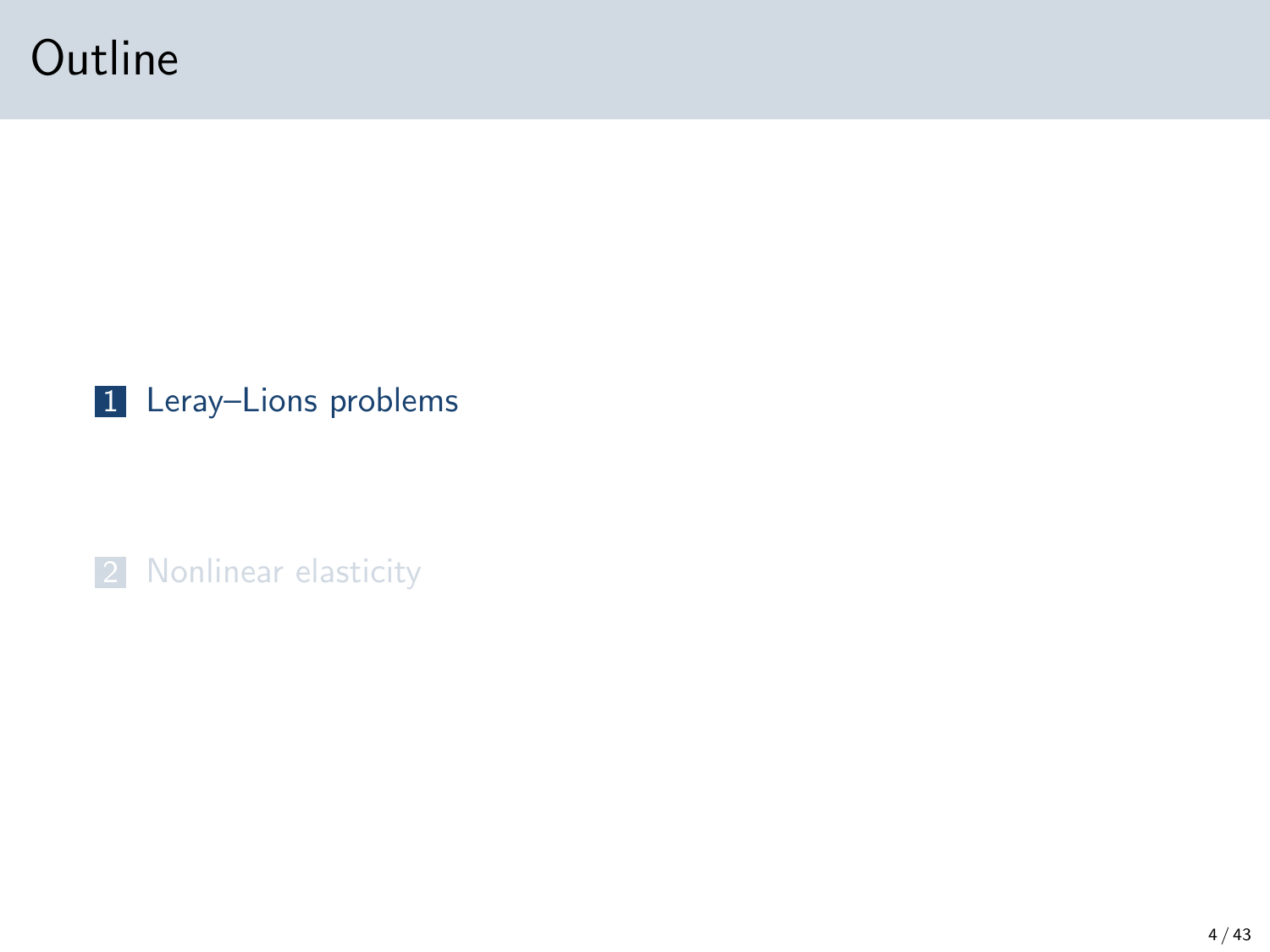# Outline

1. Leray–Lions problems

2. Nonlinear elasticity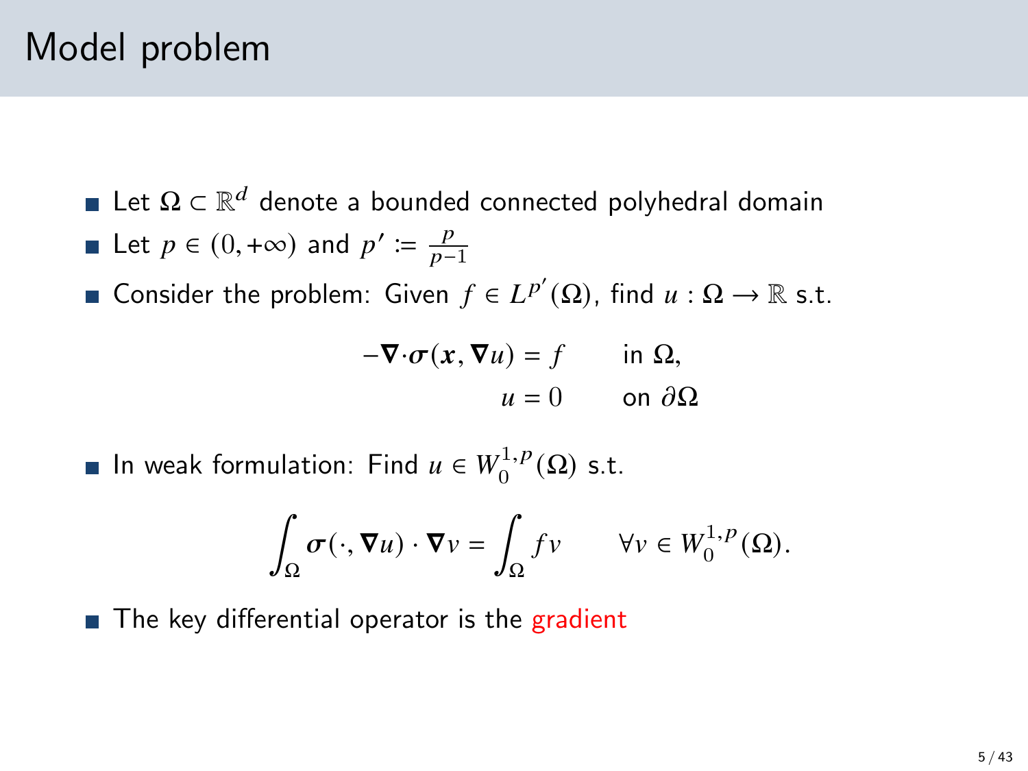# Model problem

- Let $\Omega \subset \mathbb{R}^d$ denote a bounded connected polyhedral domain
- Let $p \in (0, +\infty)$ and $p' := \frac{p}{p-1}$
- Consider the problem: Given $f \in L^{p'}(\Omega)$, find $u : \Omega \to \mathbb{R}$ s.t.

$$
\begin{aligned}
-\boldsymbol{\nabla}\cdot\boldsymbol{\sigma}(\boldsymbol{x}, \boldsymbol{\nabla}u) &= f \qquad \text{in } \Omega, \\
u &= 0 \qquad \text{on } \partial\Omega
\end{aligned}
$$

- In weak formulation: Find $u \in W_0^{1,p}(\Omega)$ s.t.

$$
\int_\Omega \boldsymbol{\sigma}(\cdot, \boldsymbol{\nabla}u) \cdot \boldsymbol{\nabla}v = \int_\Omega fv \qquad \forall v \in W_0^{1,p}(\Omega).
$$

- The key differential operator is the gradient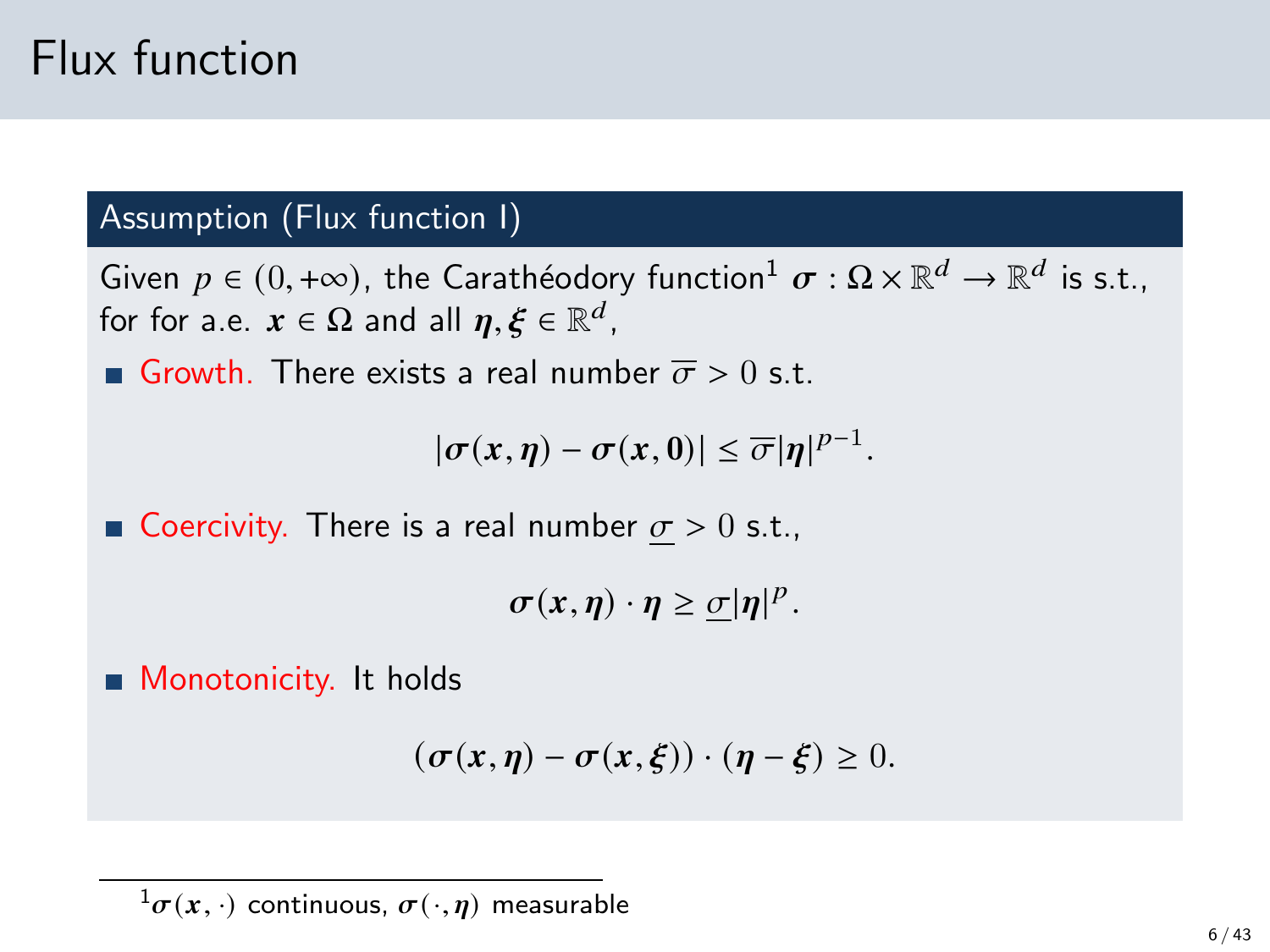# Flux function

**Assumption (Flux function I)**

Given $p \in (0, +\infty)$, the Carathéodory function[1] $\boldsymbol{\sigma} : \Omega \times \mathbb{R}^d \to \mathbb{R}^d$ is s.t., for for a.e. $\boldsymbol{x} \in \Omega$ and all $\boldsymbol{\eta}, \boldsymbol{\xi} \in \mathbb{R}^d$,

- Growth. There exists a real number $\overline{\sigma} > 0$ s.t.

$$|\boldsymbol{\sigma}(\boldsymbol{x}, \boldsymbol{\eta}) - \boldsymbol{\sigma}(\boldsymbol{x}, \boldsymbol{0})| \leq \overline{\sigma} |\boldsymbol{\eta}|^{p-1}.$$

- Coercivity. There is a real number $\underline{\sigma} > 0$ s.t.,

$$\boldsymbol{\sigma}(\boldsymbol{x}, \boldsymbol{\eta}) \cdot \boldsymbol{\eta} \geq \underline{\sigma} |\boldsymbol{\eta}|^p.$$

- Monotonicity. It holds

$$(\boldsymbol{\sigma}(\boldsymbol{x}, \boldsymbol{\eta}) - \boldsymbol{\sigma}(\boldsymbol{x}, \boldsymbol{\xi})) \cdot (\boldsymbol{\eta} - \boldsymbol{\xi}) \geq 0.$$

---

[1] $\boldsymbol{\sigma}(\boldsymbol{x}, \cdot)$ continuous, $\boldsymbol{\sigma}(\cdot, \boldsymbol{\eta})$ measurable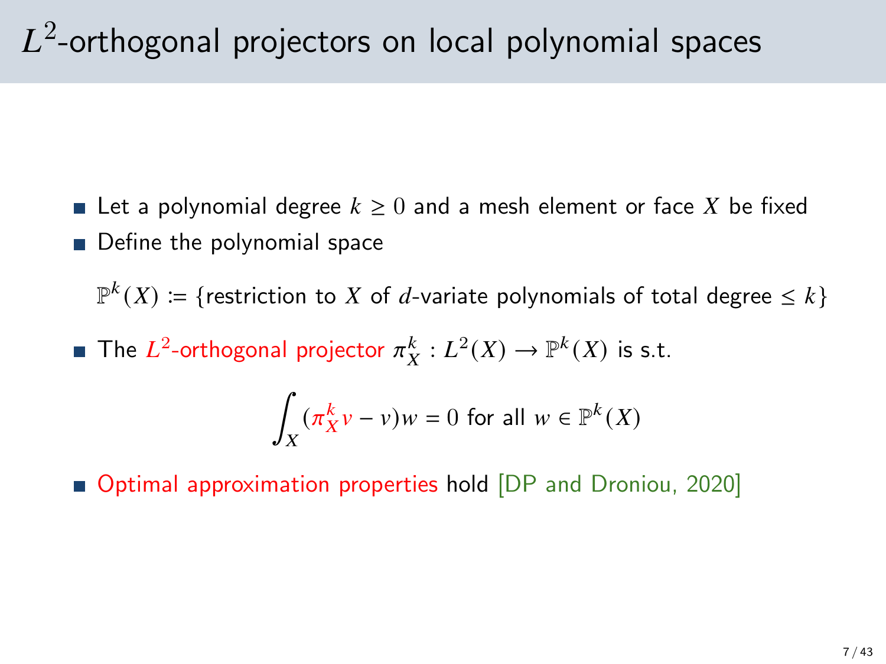# $L^2$-orthogonal projectors on local polynomial spaces

- Let a polynomial degree $k \geq 0$ and a mesh element or face $X$ be fixed
- Define the polynomial space

  $\mathbb{P}^k(X) \coloneqq \{$restriction to $X$ of $d$-variate polynomials of total degree $\leq k\}$

- The $L^2$-orthogonal projector $\pi_X^k : L^2(X) \to \mathbb{P}^k(X)$ is s.t.

$$\int_X (\pi_X^k v - v) w = 0 \text{ for all } w \in \mathbb{P}^k(X)$$

- Optimal approximation properties hold [DP and Droniou, 2020]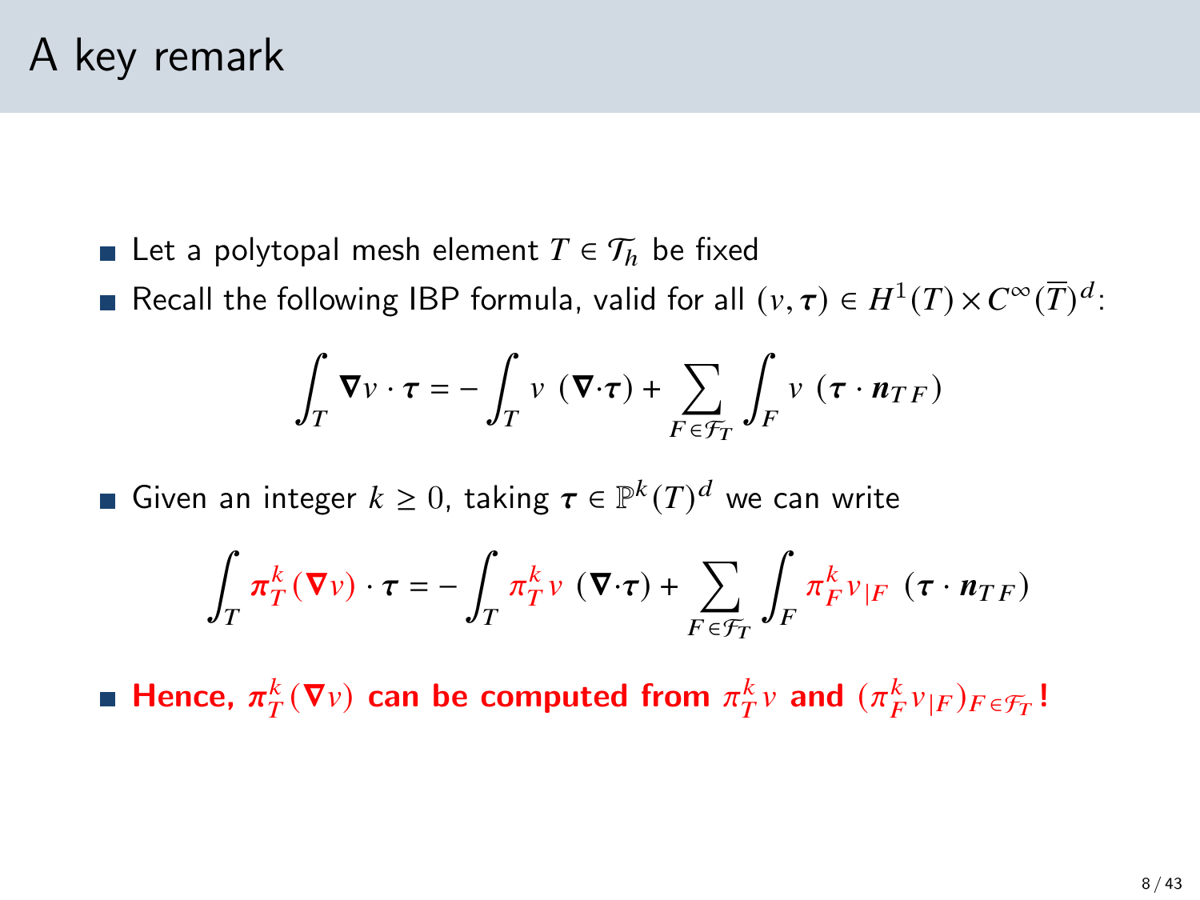# A key remark

- Let a polytopal mesh element $T \in \mathcal{T}_h$ be fixed
- Recall the following IBP formula, valid for all $(v, \boldsymbol{\tau}) \in H^1(T) \times C^\infty(\overline{T})^d$:

$$\int_T \boldsymbol{\nabla} v \cdot \boldsymbol{\tau} = -\int_T v \ (\boldsymbol{\nabla} \cdot \boldsymbol{\tau}) + \sum_{F \in \mathcal{F}_T} \int_F v \ (\boldsymbol{\tau} \cdot \boldsymbol{n}_{TF})$$

- Given an integer $k \geq 0$, taking $\boldsymbol{\tau} \in \mathbb{P}^k(T)^d$ we can write

$$\int_T \boldsymbol{\pi}_T^k(\boldsymbol{\nabla} v) \cdot \boldsymbol{\tau} = -\int_T \pi_T^k v \ (\boldsymbol{\nabla} \cdot \boldsymbol{\tau}) + \sum_{F \in \mathcal{F}_T} \int_F \pi_F^k v_{|F} \ (\boldsymbol{\tau} \cdot \boldsymbol{n}_{TF})$$

- **Hence, $\boldsymbol{\pi}_T^k(\boldsymbol{\nabla} v)$ can be computed from $\pi_T^k v$ and $(\pi_F^k v_{|F})_{F \in \mathcal{F}_T}$!**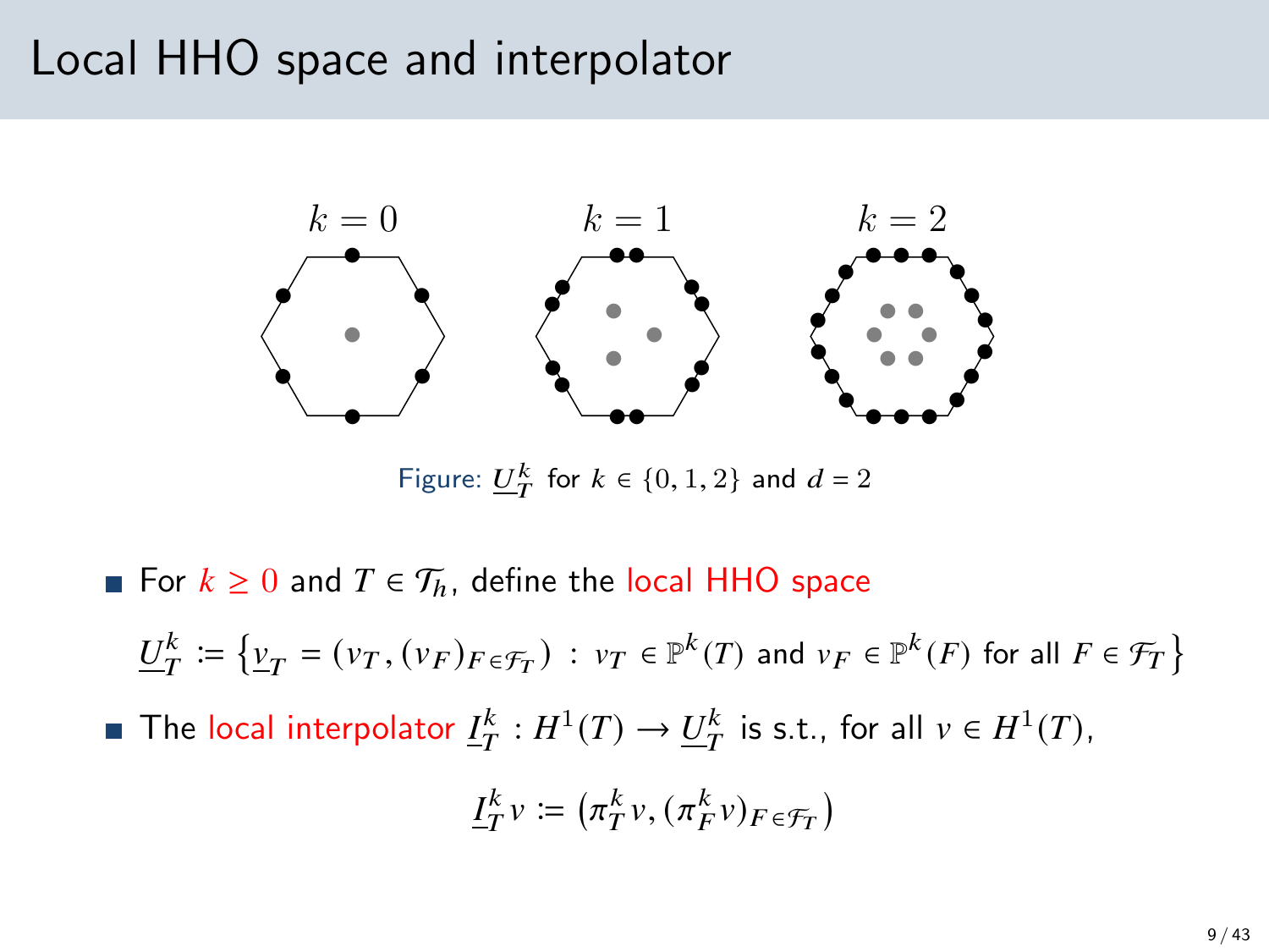# Local HHO space and interpolator

$k = 0$ $k = 1$ $k = 2$

Figure: $\underline{U}_T^k$ for $k \in \{0, 1, 2\}$ and $d = 2$

- For $k \geq 0$ and $T \in \mathcal{T}_h$, define the local HHO space

$$\underline{U}_T^k := \left\{ \underline{v}_T = (v_T, (v_F)_{F \in \mathcal{F}_T}) \ : \ v_T \in \mathbb{P}^k(T) \text{ and } v_F \in \mathbb{P}^k(F) \text{ for all } F \in \mathcal{F}_T \right\}$$

- The local interpolator $\underline{I}_T^k : H^1(T) \to \underline{U}_T^k$ is s.t., for all $v \in H^1(T)$,

$$\underline{I}_T^k v := \left( \pi_T^k v, (\pi_F^k v)_{F \in \mathcal{F}_T} \right)$$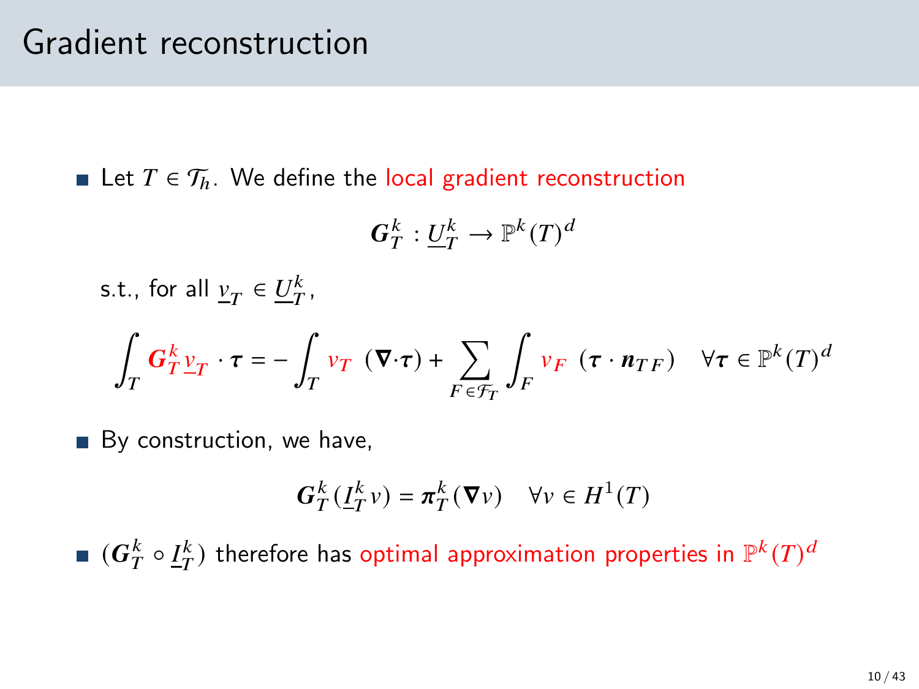# Gradient reconstruction

- Let $T \in \mathcal{T}_h$. We define the local gradient reconstruction

$$\boldsymbol{G}_T^k : \underline{U}_T^k \to \mathbb{P}^k(T)^d$$

  s.t., for all $\underline{v}_T \in \underline{U}_T^k$,

$$\int_T \boldsymbol{G}_T^k \underline{v}_T \cdot \boldsymbol{\tau} = -\int_T v_T \ (\boldsymbol{\nabla} \cdot \boldsymbol{\tau}) + \sum_{F \in \mathcal{F}_T} \int_F v_F \ (\boldsymbol{\tau} \cdot \boldsymbol{n}_{TF}) \quad \forall \boldsymbol{\tau} \in \mathbb{P}^k(T)^d$$

- By construction, we have,

$$\boldsymbol{G}_T^k(\underline{I}_T^k v) = \boldsymbol{\pi}_T^k(\boldsymbol{\nabla} v) \quad \forall v \in H^1(T)$$

- $(\boldsymbol{G}_T^k \circ \underline{I}_T^k)$ therefore has optimal approximation properties in $\mathbb{P}^k(T)^d$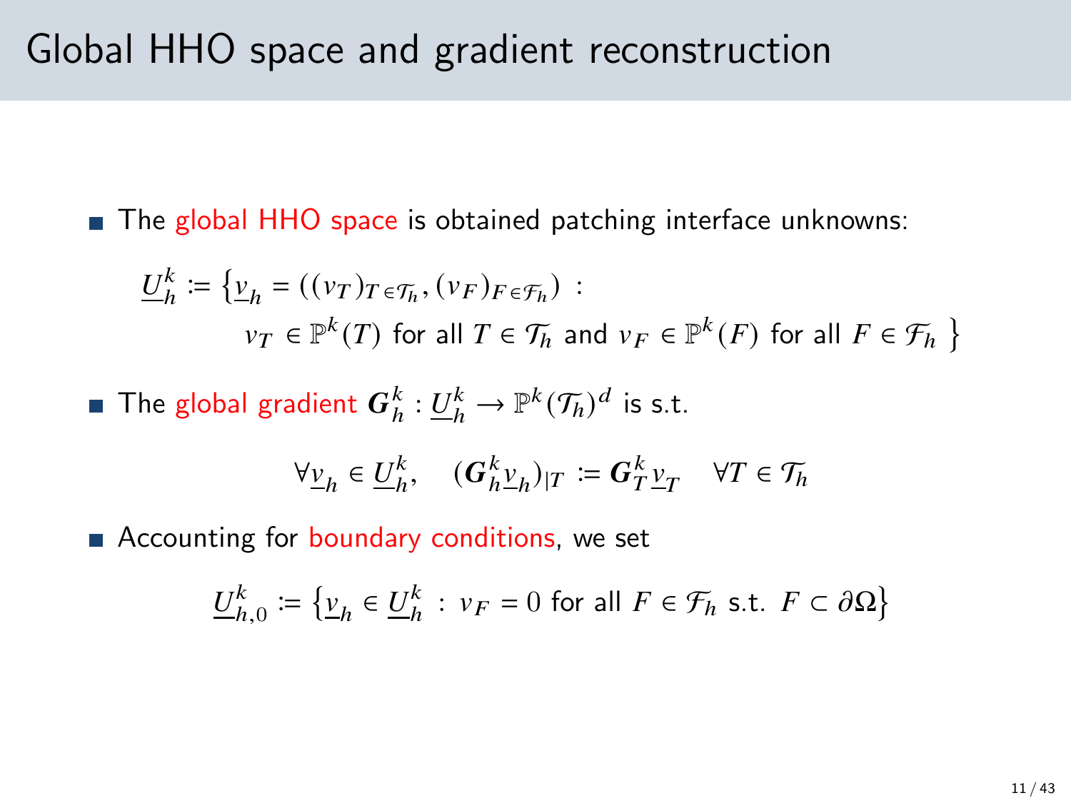# Global HHO space and gradient reconstruction

- The global HHO space is obtained patching interface unknowns:

$$\underline{U}_h^k \coloneqq \big\{ \underline{v}_h = ((v_T)_{T\in\mathcal{T}_h}, (v_F)_{F\in\mathcal{F}_h}) \;:\; v_T \in \mathbb{P}^k(T) \text{ for all } T \in \mathcal{T}_h \text{ and } v_F \in \mathbb{P}^k(F) \text{ for all } F \in \mathcal{F}_h \big\}$$

- The global gradient $\boldsymbol{G}_h^k : \underline{U}_h^k \to \mathbb{P}^k(\mathcal{T}_h)^d$ is s.t.

$$\forall \underline{v}_h \in \underline{U}_h^k, \quad (\boldsymbol{G}_h^k \underline{v}_h)_{|T} \coloneqq \boldsymbol{G}_T^k \underline{v}_T \quad \forall T \in \mathcal{T}_h$$

- Accounting for boundary conditions, we set

$$\underline{U}_{h,0}^k \coloneqq \big\{ \underline{v}_h \in \underline{U}_h^k \;:\; v_F = 0 \text{ for all } F \in \mathcal{F}_h \text{ s.t. } F \subset \partial\Omega \big\}$$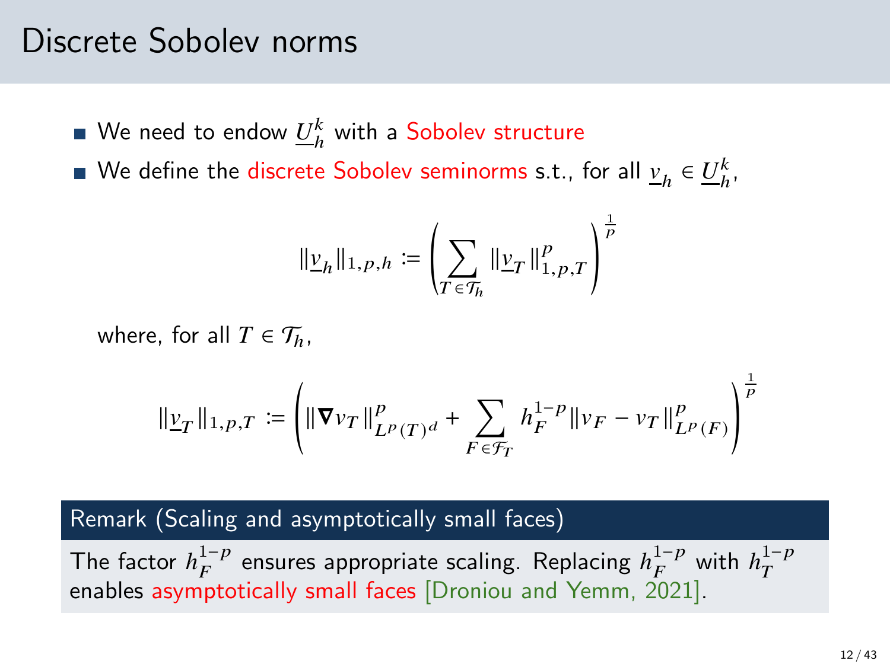# Discrete Sobolev norms

- We need to endow $\underline{U}_h^k$ with a Sobolev structure
- We define the discrete Sobolev seminorms s.t., for all $\underline{v}_h \in \underline{U}_h^k$,

$$\|\underline{v}_h\|_{1,p,h} := \left( \sum_{T \in \mathcal{T}_h} \|\underline{v}_T\|_{1,p,T}^p \right)^{\frac{1}{p}}$$

  where, for all $T \in \mathcal{T}_h$,

$$\|\underline{v}_T\|_{1,p,T} := \left( \|\boldsymbol{\nabla} v_T\|_{L^p(T)^d}^p + \sum_{F \in \mathcal{F}_T} h_F^{1-p} \|v_F - v_T\|_{L^p(F)}^p \right)^{\frac{1}{p}}$$

**Remark (Scaling and asymptotically small faces)**

The factor $h_F^{1-p}$ ensures appropriate scaling. Replacing $h_F^{1-p}$ with $h_T^{1-p}$ enables asymptotically small faces [Droniou and Yemm, 2021].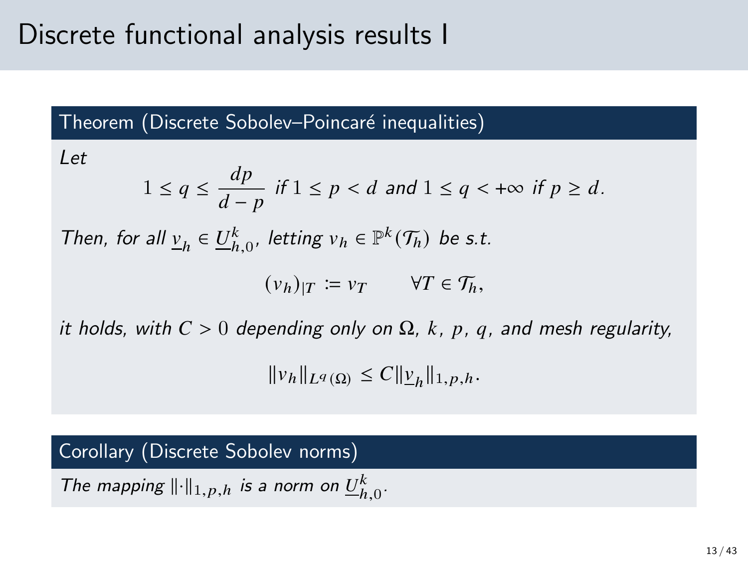# Discrete functional analysis results I

**Theorem (Discrete Sobolev–Poincaré inequalities)**

*Let*

$$1 \le q \le \frac{dp}{d-p} \text{ if } 1 \le p < d \text{ and } 1 \le q < +\infty \text{ if } p \ge d.$$

*Then, for all* $\underline{v}_h \in \underline{U}_{h,0}^k$*, letting* $v_h \in \mathbb{P}^k(\mathcal{T}_h)$ *be s.t.*

$$(v_h)_{|T} \coloneqq v_T \qquad \forall T \in \mathcal{T}_h,$$

*it holds, with* $C > 0$ *depending only on* $\Omega$*,* $k$*,* $p$*,* $q$*, and mesh regularity,*

$$\|v_h\|_{L^q(\Omega)} \le C \|\underline{v}_h\|_{1,p,h}.$$

**Corollary (Discrete Sobolev norms)**

*The mapping* $\|\cdot\|_{1,p,h}$ *is a norm on* $\underline{U}_{h,0}^k$*.*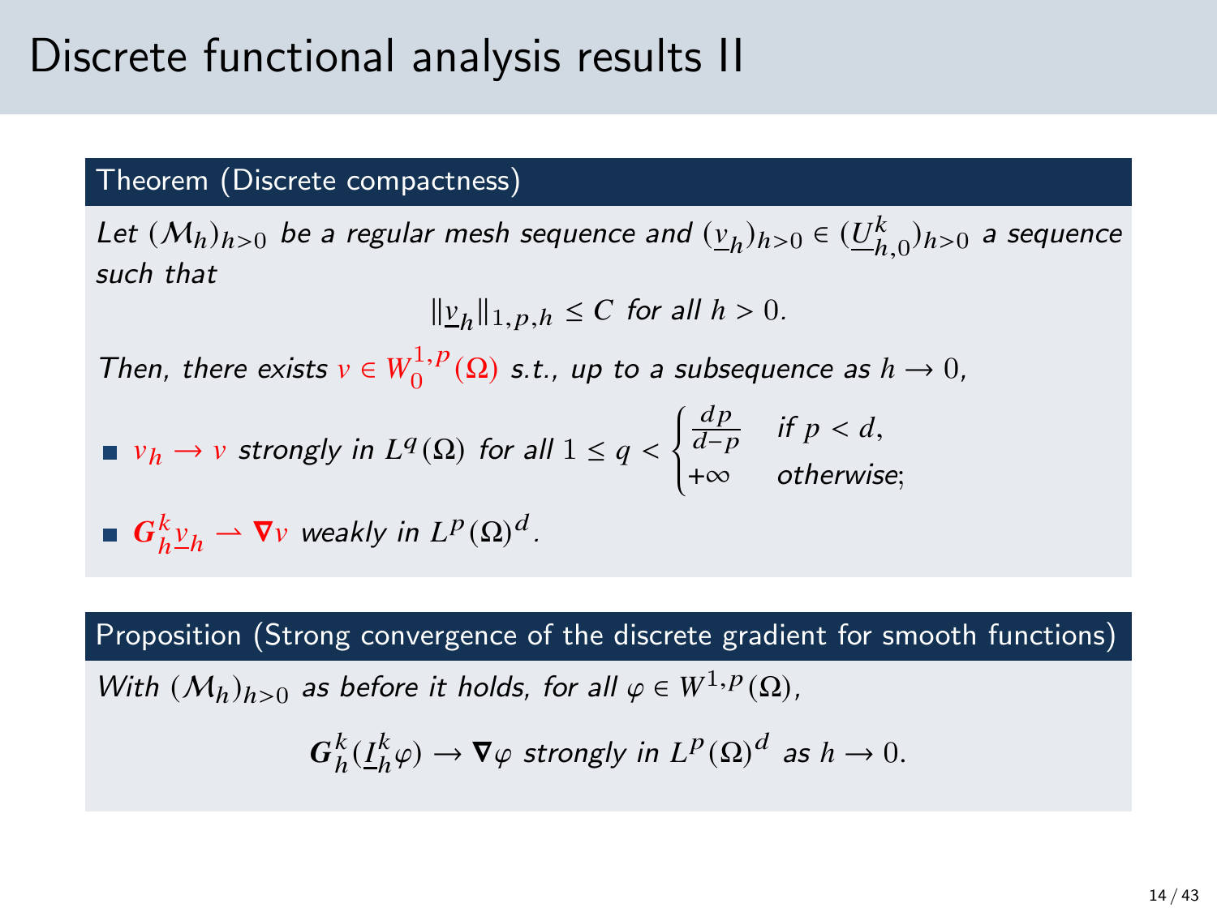# Discrete functional analysis results II

**Theorem (Discrete compactness)**

*Let $(\mathcal{M}_h)_{h>0}$ be a regular mesh sequence and $(\underline{v}_h)_{h>0} \in (\underline{U}_{h,0}^k)_{h>0}$ a sequence such that*

$$\|\underline{v}_h\|_{1,p,h} \leq C \text{ for all } h > 0.$$

*Then, there exists $v \in W_0^{1,p}(\Omega)$ s.t., up to a subsequence as $h \to 0$,*

- $v_h \to v$ *strongly in $L^q(\Omega)$ for all* $1 \leq q < \begin{cases} \frac{dp}{d-p} & \text{if } p < d, \\ +\infty & \text{otherwise;} \end{cases}$
- $\boldsymbol{G}_h^k \underline{v}_h \rightharpoonup \boldsymbol{\nabla} v$ *weakly in $L^p(\Omega)^d$.*

**Proposition (Strong convergence of the discrete gradient for smooth functions)**

*With $(\mathcal{M}_h)_{h>0}$ as before it holds, for all $\varphi \in W^{1,p}(\Omega)$,*

$$\boldsymbol{G}_h^k(\underline{I}_h^k \varphi) \to \boldsymbol{\nabla}\varphi \text{ strongly in } L^p(\Omega)^d \text{ as } h \to 0.$$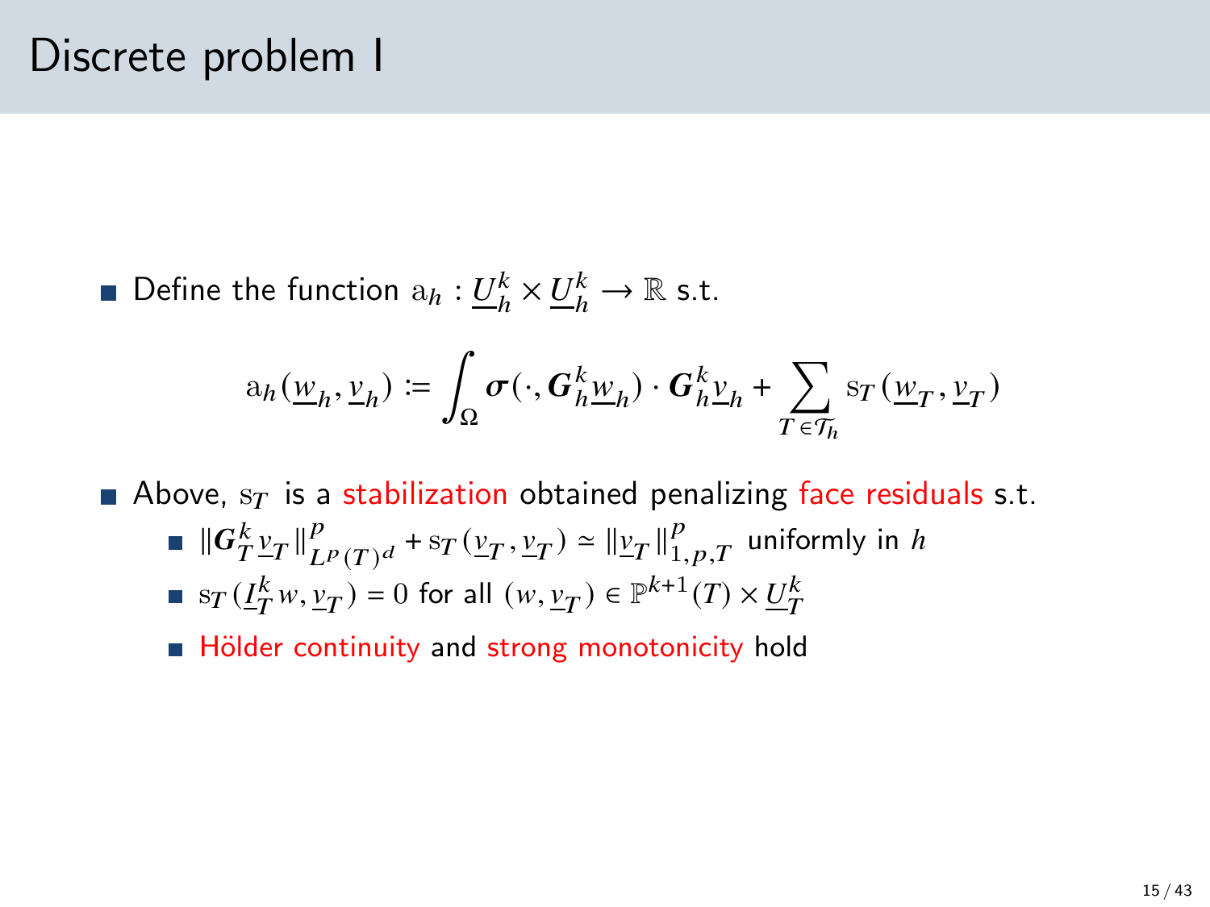# Discrete problem I

- Define the function $\mathrm{a}_h : \underline{U}_h^k \times \underline{U}_h^k \to \mathbb{R}$ s.t.

$$\mathrm{a}_h(\underline{w}_h, \underline{v}_h) := \int_\Omega \boldsymbol{\sigma}(\cdot, \boldsymbol{G}_h^k \underline{w}_h) \cdot \boldsymbol{G}_h^k \underline{v}_h + \sum_{T \in \mathcal{T}_h} \mathrm{s}_T(\underline{w}_T, \underline{v}_T)$$

- Above, $\mathrm{s}_T$ is a stabilization obtained penalizing face residuals s.t.
  - $\|\boldsymbol{G}_T^k \underline{v}_T\|_{L^p(T)^d}^p + \mathrm{s}_T(\underline{v}_T, \underline{v}_T) \simeq \|\underline{v}_T\|_{1,p,T}^p$ uniformly in $h$
  - $\mathrm{s}_T(\underline{I}_T^k w, \underline{v}_T) = 0$ for all $(w, \underline{v}_T) \in \mathbb{P}^{k+1}(T) \times \underline{U}_T^k$
  - Hölder continuity and strong monotonicity hold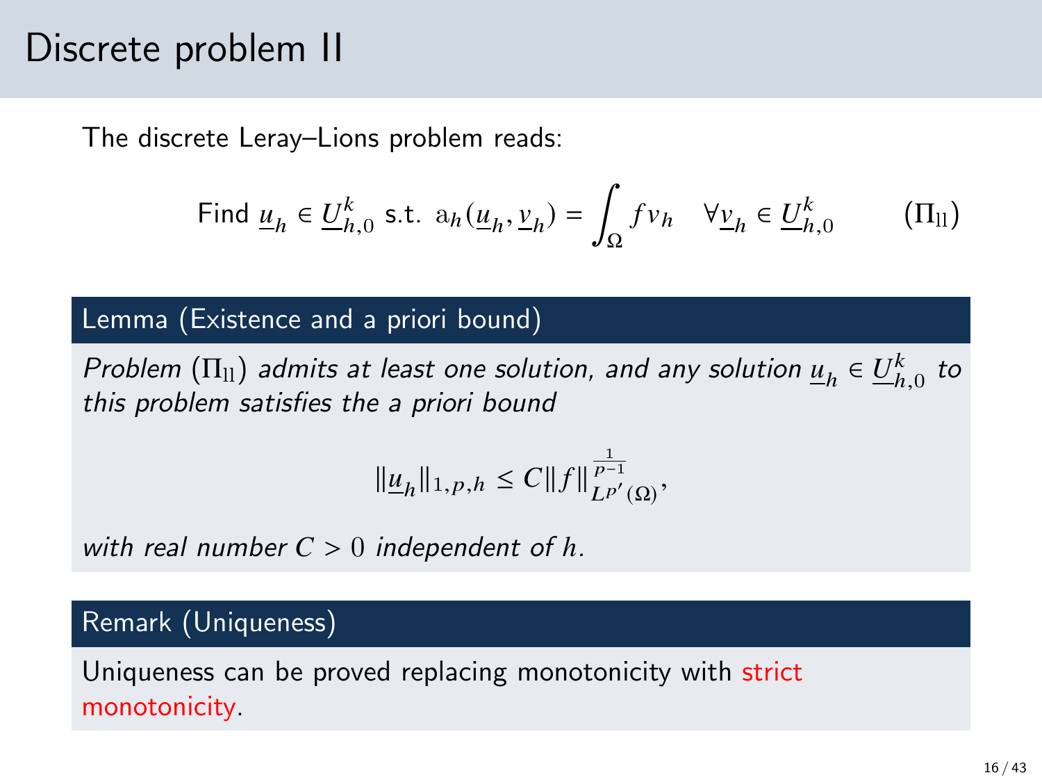# Discrete problem II

The discrete Leray–Lions problem reads:

$$\text{Find } \underline{u}_h \in \underline{U}_{h,0}^k \text{ s.t. } \mathrm{a}_h(\underline{u}_h, \underline{v}_h) = \int_\Omega f v_h \quad \forall \underline{v}_h \in \underline{U}_{h,0}^k \qquad (\Pi_{\mathrm{ll}})$$

### Lemma (Existence and a priori bound)

*Problem* $(\Pi_{\mathrm{ll}})$ *admits at least one solution, and any solution* $\underline{u}_h \in \underline{U}_{h,0}^k$ *to this problem satisfies the a priori bound*

$$\|\underline{u}_h\|_{1,p,h} \le C \|f\|_{L^{p'}(\Omega)}^{\frac{1}{p-1}},$$

*with real number* $C > 0$ *independent of* $h$.

### Remark (Uniqueness)

Uniqueness can be proved replacing monotonicity with strict monotonicity.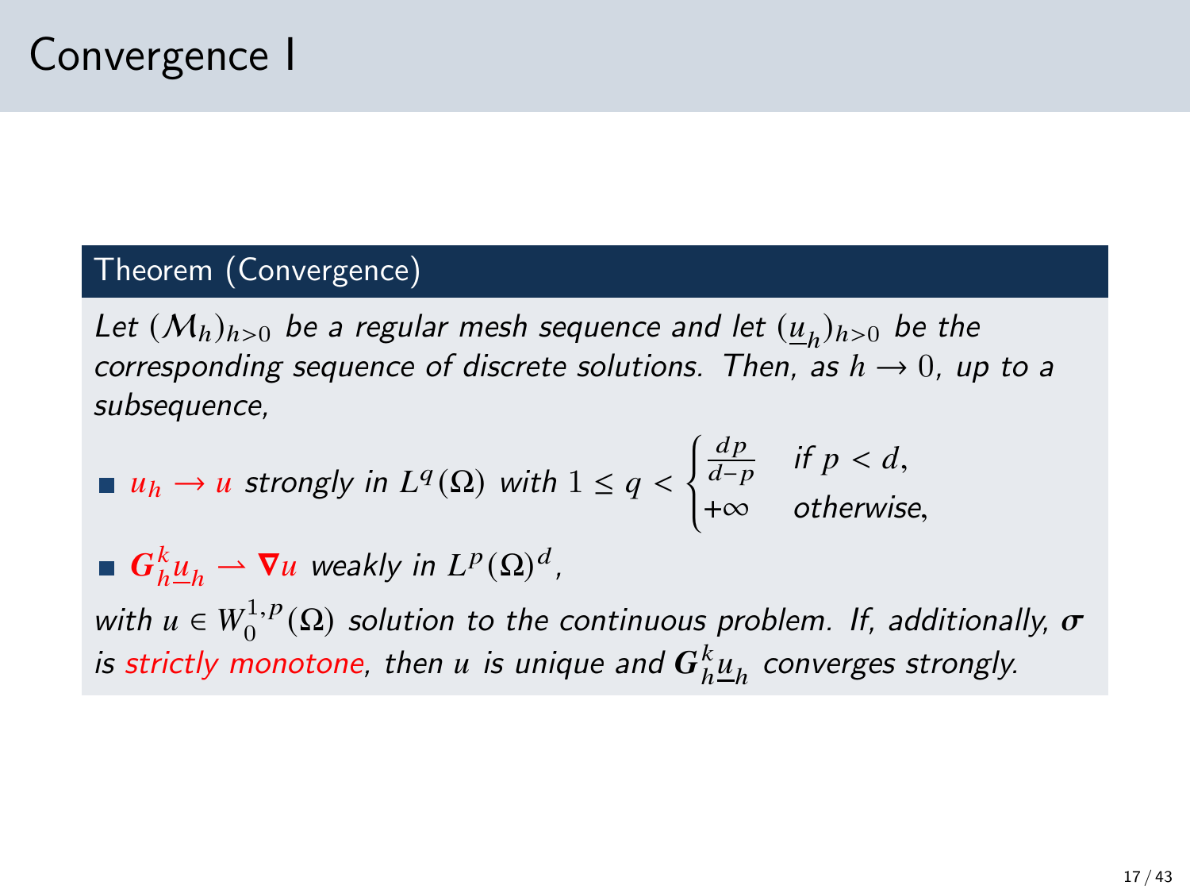# Convergence I

**Theorem (Convergence)**

*Let $(\mathcal{M}_h)_{h>0}$ be a regular mesh sequence and let $(\underline{u}_h)_{h>0}$ be the corresponding sequence of discrete solutions. Then, as $h \to 0$, up to a subsequence,*

- $u_h \to u$ *strongly in* $L^q(\Omega)$ *with* $1 \leq q < \begin{cases} \frac{dp}{d-p} & \text{if } p < d, \\ +\infty & \text{otherwise,} \end{cases}$
- $\boldsymbol{G}_h^k \underline{u}_h \rightharpoonup \boldsymbol{\nabla} u$ *weakly in* $L^p(\Omega)^d$,

*with* $u \in W_0^{1,p}(\Omega)$ *solution to the continuous problem. If, additionally,* $\boldsymbol{\sigma}$ *is strictly monotone, then* $u$ *is unique and* $\boldsymbol{G}_h^k \underline{u}_h$ *converges strongly.*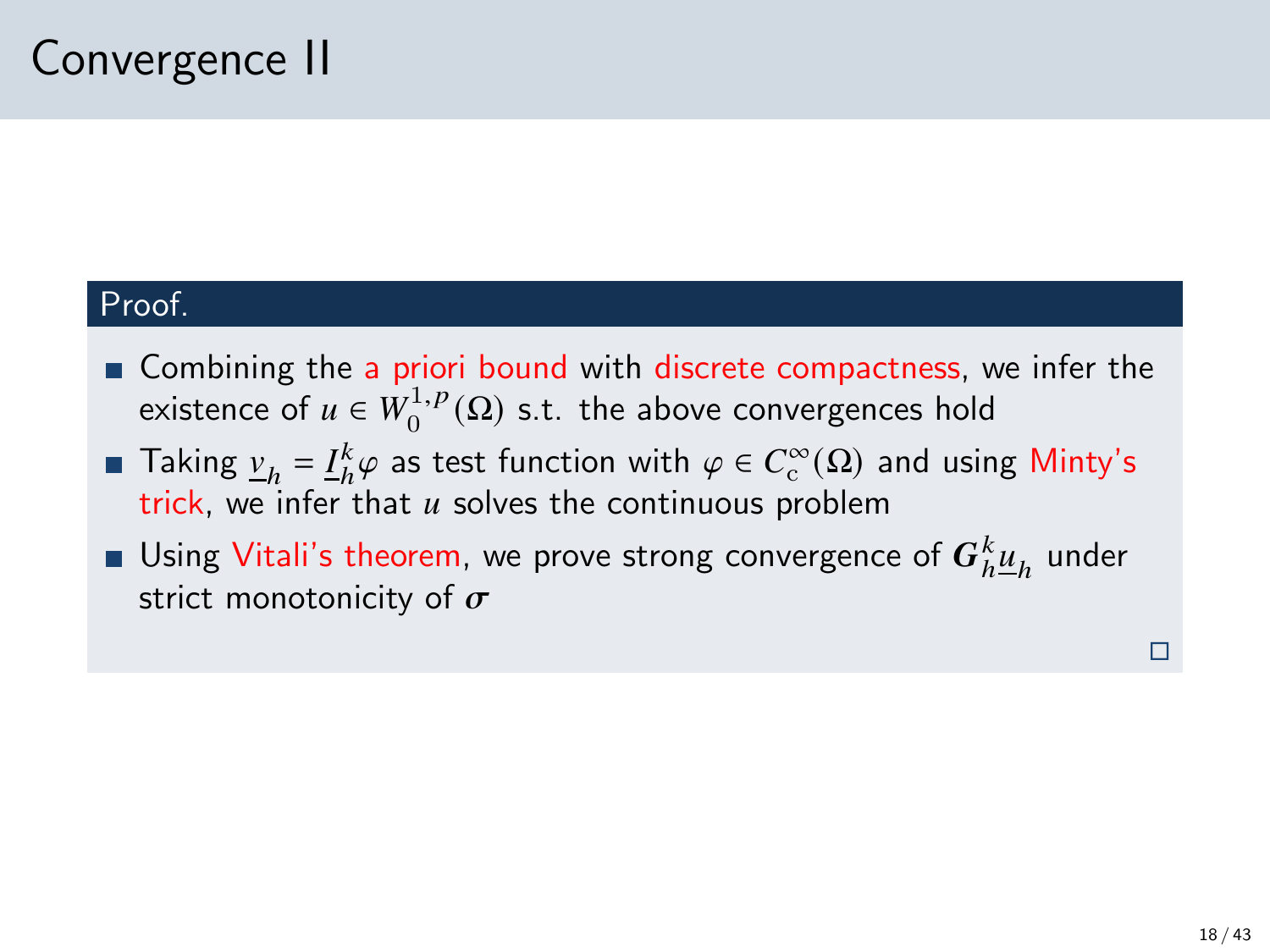# Convergence II

**Proof.**

- Combining the a priori bound with discrete compactness, we infer the existence of $u \in W_0^{1,p}(\Omega)$ s.t. the above convergences hold
- Taking $\underline{v}_h = \underline{I}_h^k \varphi$ as test function with $\varphi \in C_c^\infty(\Omega)$ and using Minty's trick, we infer that $u$ solves the continuous problem
- Using Vitali's theorem, we prove strong convergence of $\boldsymbol{G}_h^k \underline{u}_h$ under strict monotonicity of $\boldsymbol{\sigma}$

□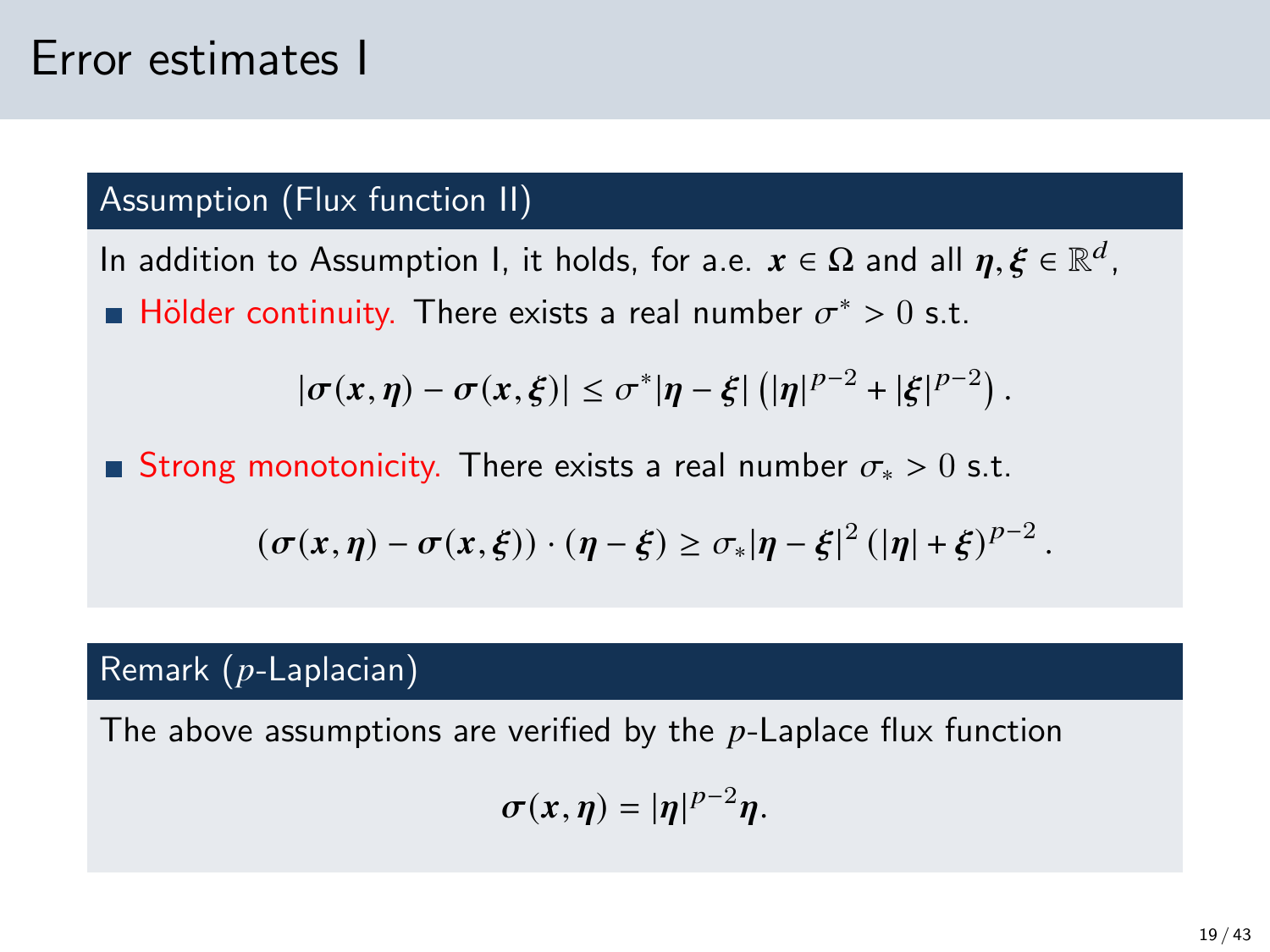# Error estimates I

## Assumption (Flux function II)

In addition to Assumption I, it holds, for a.e. $\boldsymbol{x} \in \Omega$ and all $\boldsymbol{\eta}, \boldsymbol{\xi} \in \mathbb{R}^d$,

- Hölder continuity. There exists a real number $\sigma^* > 0$ s.t.

$$|\boldsymbol{\sigma}(\boldsymbol{x}, \boldsymbol{\eta}) - \boldsymbol{\sigma}(\boldsymbol{x}, \boldsymbol{\xi})| \leq \sigma^* |\boldsymbol{\eta} - \boldsymbol{\xi}| \left( |\boldsymbol{\eta}|^{p-2} + |\boldsymbol{\xi}|^{p-2} \right).$$

- Strong monotonicity. There exists a real number $\sigma_* > 0$ s.t.

$$(\boldsymbol{\sigma}(\boldsymbol{x}, \boldsymbol{\eta}) - \boldsymbol{\sigma}(\boldsymbol{x}, \boldsymbol{\xi})) \cdot (\boldsymbol{\eta} - \boldsymbol{\xi}) \geq \sigma_* |\boldsymbol{\eta} - \boldsymbol{\xi}|^2 \left( |\boldsymbol{\eta}| + \boldsymbol{\xi} \right)^{p-2}.$$

## Remark ($p$-Laplacian)

The above assumptions are verified by the $p$-Laplace flux function

$$\boldsymbol{\sigma}(\boldsymbol{x}, \boldsymbol{\eta}) = |\boldsymbol{\eta}|^{p-2} \boldsymbol{\eta}.$$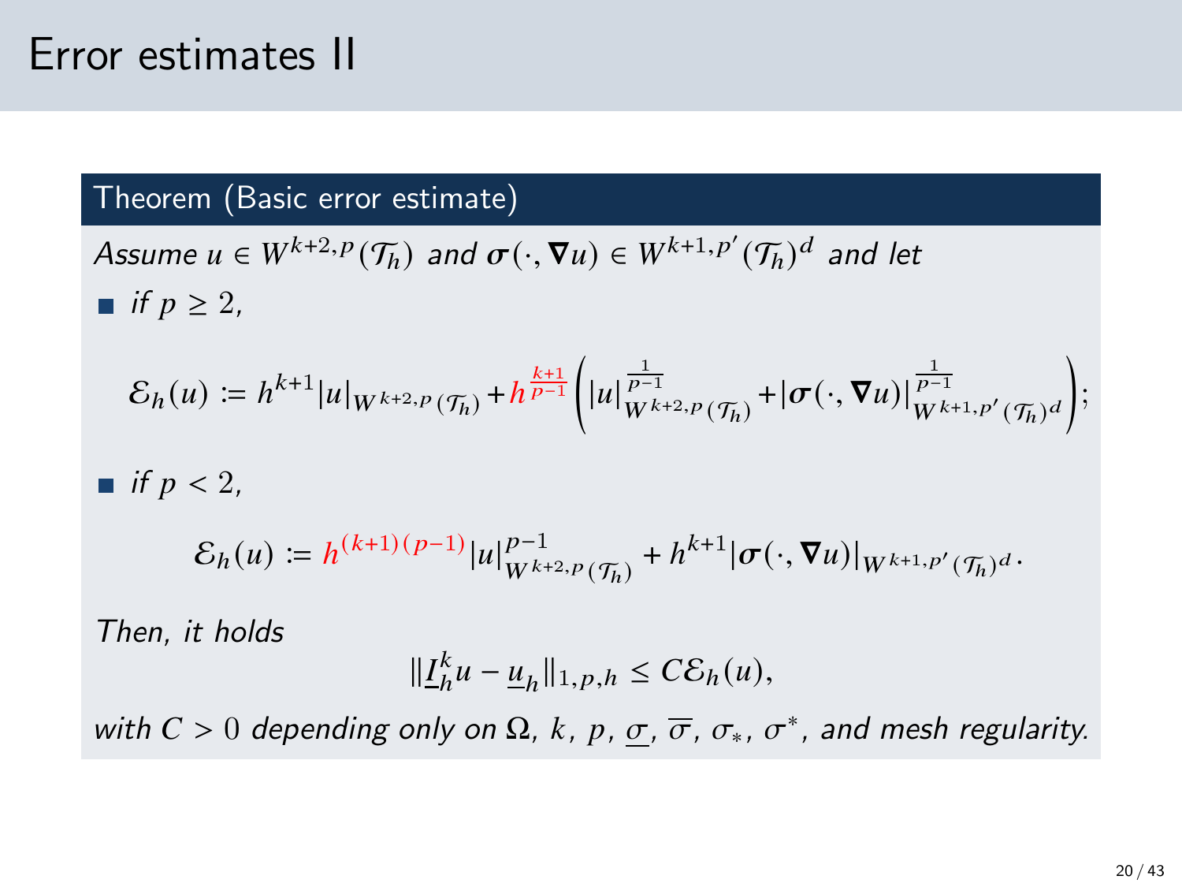# Error estimates II

**Theorem (Basic error estimate)**

*Assume* $u \in W^{k+2,p}(\mathcal{T}_h)$ *and* $\boldsymbol{\sigma}(\cdot, \nabla u) \in W^{k+1,p'}(\mathcal{T}_h)^d$ *and let*

- *if* $p \geq 2$,

$$\mathcal{E}_h(u) := h^{k+1}|u|_{W^{k+2,p}(\mathcal{T}_h)} + h^{\frac{k+1}{p-1}}\left(|u|^{\frac{1}{p-1}}_{W^{k+2,p}(\mathcal{T}_h)} + |\boldsymbol{\sigma}(\cdot, \nabla u)|^{\frac{1}{p-1}}_{W^{k+1,p'}(\mathcal{T}_h)^d}\right);$$

- *if* $p < 2$,

$$\mathcal{E}_h(u) := h^{(k+1)(p-1)}|u|^{p-1}_{W^{k+2,p}(\mathcal{T}_h)} + h^{k+1}|\boldsymbol{\sigma}(\cdot, \nabla u)|_{W^{k+1,p'}(\mathcal{T}_h)^d}.$$

*Then, it holds*

$$\|\underline{I}_h^k u - \underline{u}_h\|_{1,p,h} \leq C\mathcal{E}_h(u),$$

*with* $C > 0$ *depending only on* $\Omega$, $k$, $p$, $\underline{\sigma}$, $\overline{\sigma}$, $\sigma_*$, $\sigma^*$, *and mesh regularity.*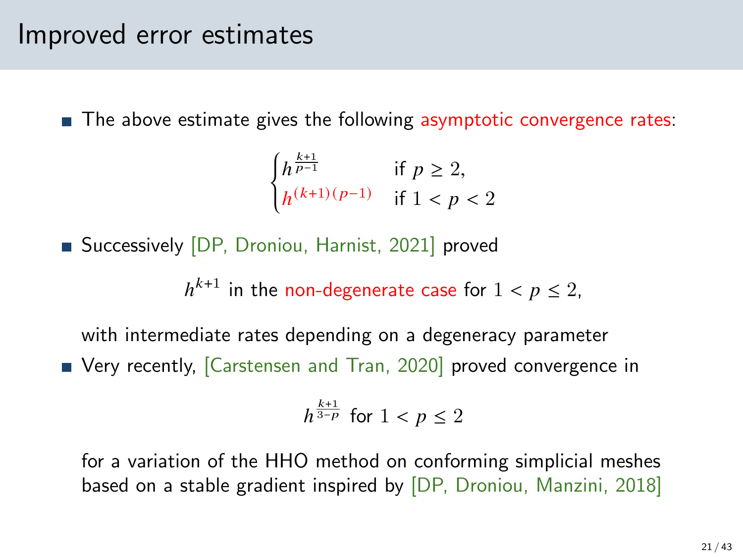# Improved error estimates

- The above estimate gives the following asymptotic convergence rates:

$$\begin{cases} h^{\frac{k+1}{p-1}} & \text{if } p \geq 2, \\ h^{(k+1)(p-1)} & \text{if } 1 < p < 2 \end{cases}$$

- Successively [DP, Droniou, Harnist, 2021] proved

$$h^{k+1} \text{ in the non-degenerate case for } 1 < p \leq 2,$$

  with intermediate rates depending on a degeneracy parameter

- Very recently, [Carstensen and Tran, 2020] proved convergence in

$$h^{\frac{k+1}{3-p}} \text{ for } 1 < p \leq 2$$

  for a variation of the HHO method on conforming simplicial meshes based on a stable gradient inspired by [DP, Droniou, Manzini, 2018]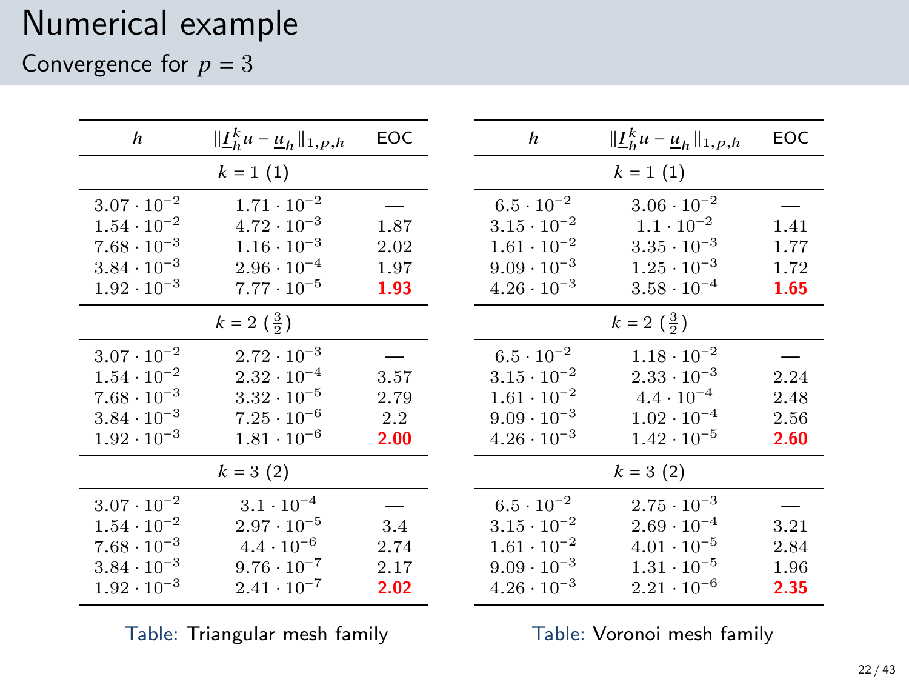# Numerical example

## Convergence for $p = 3$

| $h$ | $\|\underline{I}_h^k u - \underline{u}_h\|_{1,p,h}$ | EOC |
|---|---|---|
| $k = 1$ (1) | | |
| $3.07 \cdot 10^{-2}$ | $1.71 \cdot 10^{-2}$ | — |
| $1.54 \cdot 10^{-2}$ | $4.72 \cdot 10^{-3}$ | 1.87 |
| $7.68 \cdot 10^{-3}$ | $1.16 \cdot 10^{-3}$ | 2.02 |
| $3.84 \cdot 10^{-3}$ | $2.96 \cdot 10^{-4}$ | 1.97 |
| $1.92 \cdot 10^{-3}$ | $7.77 \cdot 10^{-5}$ | **1.93** |
| $k = 2$ ($\frac{3}{2}$) | | |
| $3.07 \cdot 10^{-2}$ | $2.72 \cdot 10^{-3}$ | — |
| $1.54 \cdot 10^{-2}$ | $2.32 \cdot 10^{-4}$ | 3.57 |
| $7.68 \cdot 10^{-3}$ | $3.32 \cdot 10^{-5}$ | 2.79 |
| $3.84 \cdot 10^{-3}$ | $7.25 \cdot 10^{-6}$ | 2.2 |
| $1.92 \cdot 10^{-3}$ | $1.81 \cdot 10^{-6}$ | **2.00** |
| $k = 3$ (2) | | |
| $3.07 \cdot 10^{-2}$ | $3.1 \cdot 10^{-4}$ | — |
| $1.54 \cdot 10^{-2}$ | $2.97 \cdot 10^{-5}$ | 3.4 |
| $7.68 \cdot 10^{-3}$ | $4.4 \cdot 10^{-6}$ | 2.74 |
| $3.84 \cdot 10^{-3}$ | $9.76 \cdot 10^{-7}$ | 2.17 |
| $1.92 \cdot 10^{-3}$ | $2.41 \cdot 10^{-7}$ | **2.02** |

Table: Triangular mesh family

| $h$ | $\|\underline{I}_h^k u - \underline{u}_h\|_{1,p,h}$ | EOC |
|---|---|---|
| $k = 1$ (1) | | |
| $6.5 \cdot 10^{-2}$ | $3.06 \cdot 10^{-2}$ | — |
| $3.15 \cdot 10^{-2}$ | $1.1 \cdot 10^{-2}$ | 1.41 |
| $1.61 \cdot 10^{-2}$ | $3.35 \cdot 10^{-3}$ | 1.77 |
| $9.09 \cdot 10^{-3}$ | $1.25 \cdot 10^{-3}$ | 1.72 |
| $4.26 \cdot 10^{-3}$ | $3.58 \cdot 10^{-4}$ | **1.65** |
| $k = 2$ ($\frac{3}{2}$) | | |
| $6.5 \cdot 10^{-2}$ | $1.18 \cdot 10^{-2}$ | — |
| $3.15 \cdot 10^{-2}$ | $2.33 \cdot 10^{-3}$ | 2.24 |
| $1.61 \cdot 10^{-2}$ | $4.4 \cdot 10^{-4}$ | 2.48 |
| $9.09 \cdot 10^{-3}$ | $1.02 \cdot 10^{-4}$ | 2.56 |
| $4.26 \cdot 10^{-3}$ | $1.42 \cdot 10^{-5}$ | **2.60** |
| $k = 3$ (2) | | |
| $6.5 \cdot 10^{-2}$ | $2.75 \cdot 10^{-3}$ | — |
| $3.15 \cdot 10^{-2}$ | $2.69 \cdot 10^{-4}$ | 3.21 |
| $1.61 \cdot 10^{-2}$ | $4.01 \cdot 10^{-5}$ | 2.84 |
| $9.09 \cdot 10^{-3}$ | $1.31 \cdot 10^{-5}$ | 1.96 |
| $4.26 \cdot 10^{-3}$ | $2.21 \cdot 10^{-6}$ | **2.35** |

Table: Voronoi mesh family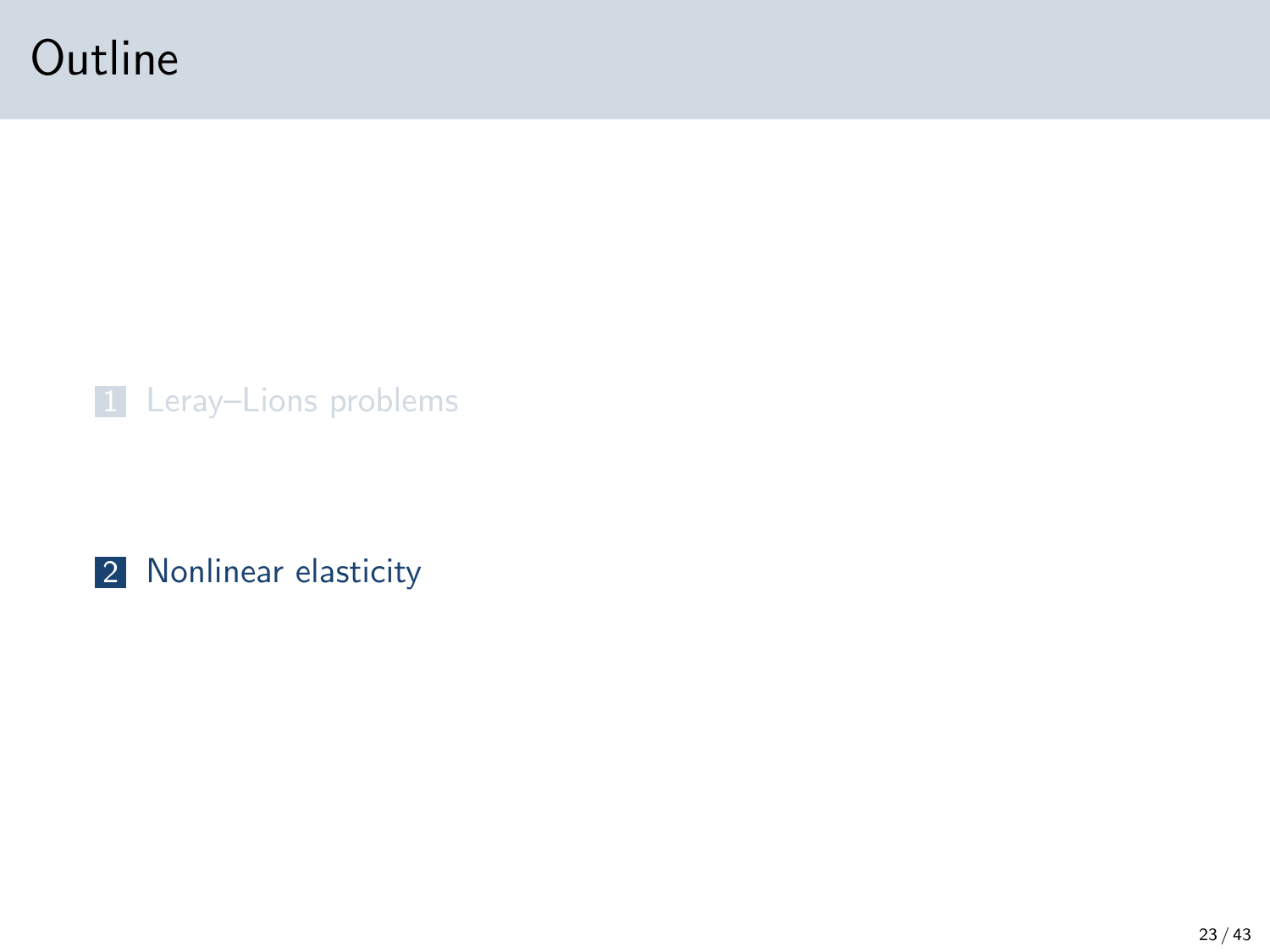# Outline

1. Leray–Lions problems

2. Nonlinear elasticity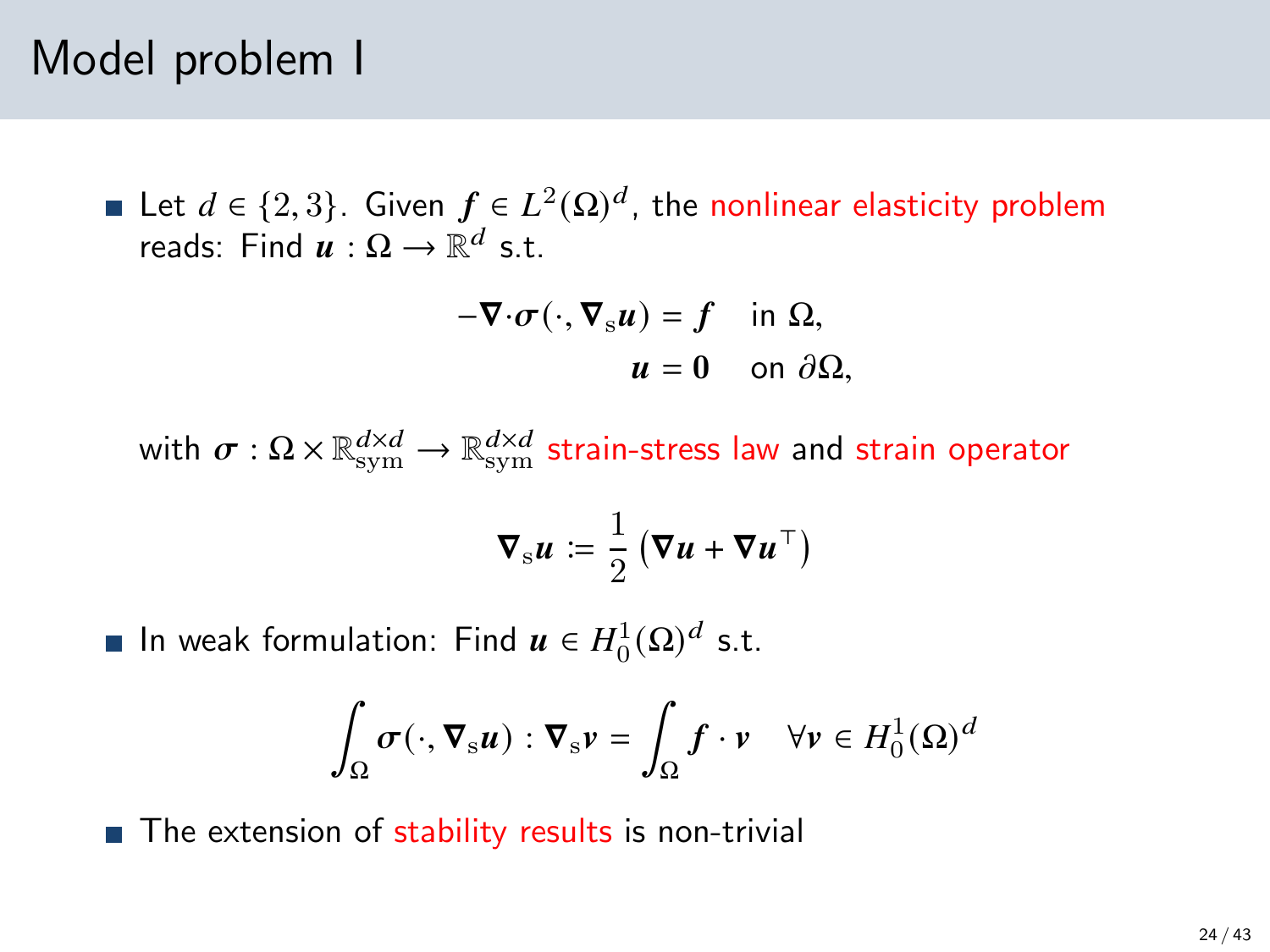# Model problem I

- Let $d \in \{2, 3\}$. Given $\boldsymbol{f} \in L^2(\Omega)^d$, the nonlinear elasticity problem reads: Find $\boldsymbol{u} : \Omega \to \mathbb{R}^d$ s.t.

$$
\begin{aligned}
-\boldsymbol{\nabla}\cdot\boldsymbol{\sigma}(\cdot, \boldsymbol{\nabla}_{\mathrm{s}}\boldsymbol{u}) &= \boldsymbol{f} \quad \text{in } \Omega, \\
\boldsymbol{u} &= \boldsymbol{0} \quad \text{on } \partial\Omega,
\end{aligned}
$$

  with $\boldsymbol{\sigma} : \Omega \times \mathbb{R}^{d\times d}_{\mathrm{sym}} \to \mathbb{R}^{d\times d}_{\mathrm{sym}}$ strain-stress law and strain operator

$$
\boldsymbol{\nabla}_{\mathrm{s}}\boldsymbol{u} \coloneqq \frac{1}{2}\left(\boldsymbol{\nabla}\boldsymbol{u} + \boldsymbol{\nabla}\boldsymbol{u}^\top\right)
$$

- In weak formulation: Find $\boldsymbol{u} \in H^1_0(\Omega)^d$ s.t.

$$
\int_\Omega \boldsymbol{\sigma}(\cdot, \boldsymbol{\nabla}_{\mathrm{s}}\boldsymbol{u}) : \boldsymbol{\nabla}_{\mathrm{s}}\boldsymbol{v} = \int_\Omega \boldsymbol{f} \cdot \boldsymbol{v} \quad \forall \boldsymbol{v} \in H^1_0(\Omega)^d
$$

- The extension of stability results is non-trivial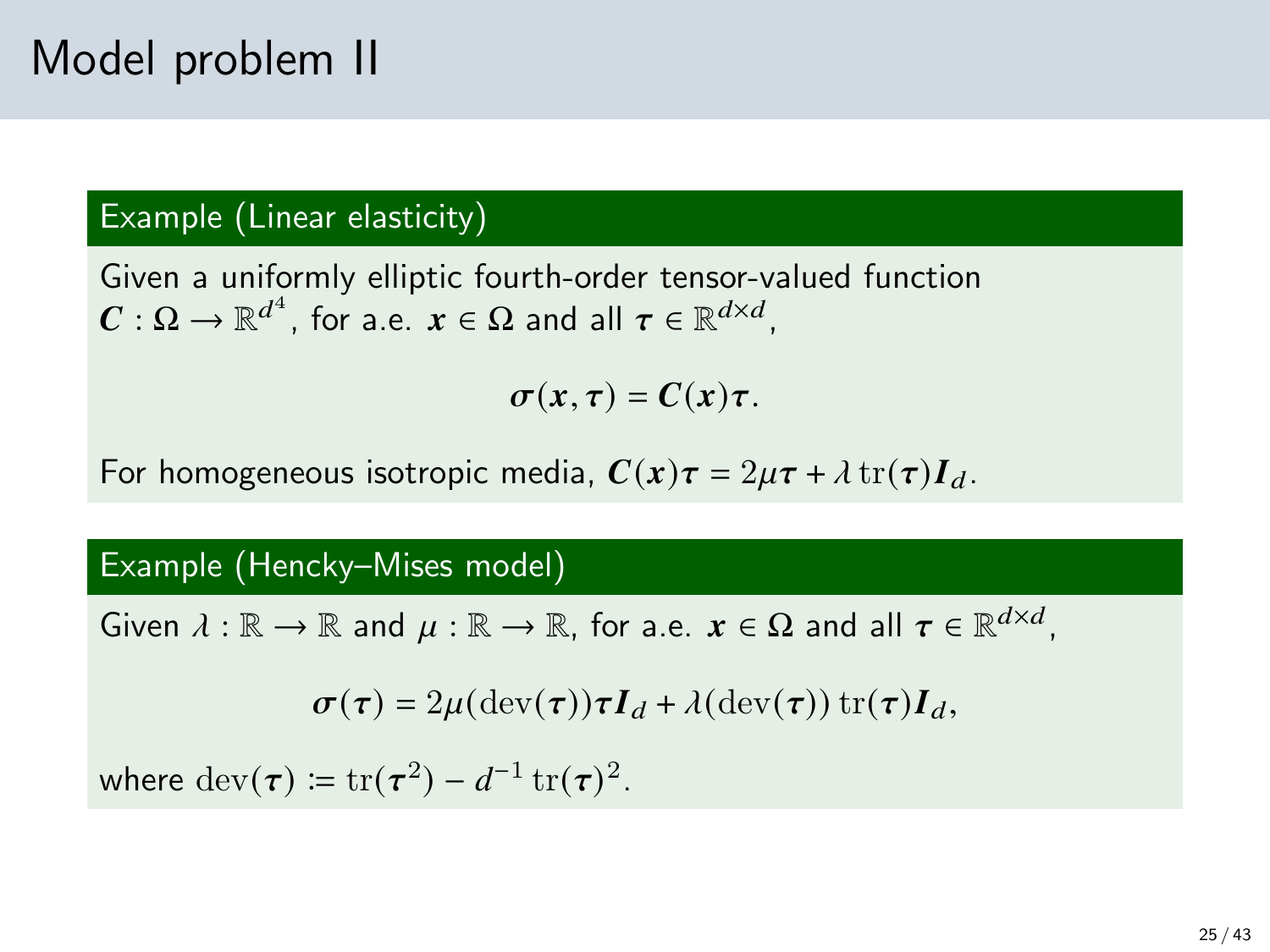# Model problem II

**Example (Linear elasticity)**

Given a uniformly elliptic fourth-order tensor-valued function $\boldsymbol{C} : \Omega \to \mathbb{R}^{d^4}$, for a.e. $\boldsymbol{x} \in \Omega$ and all $\boldsymbol{\tau} \in \mathbb{R}^{d\times d}$,

$$\boldsymbol{\sigma}(\boldsymbol{x}, \boldsymbol{\tau}) = \boldsymbol{C}(\boldsymbol{x})\boldsymbol{\tau}.$$

For homogeneous isotropic media, $\boldsymbol{C}(\boldsymbol{x})\boldsymbol{\tau} = 2\mu\boldsymbol{\tau} + \lambda \operatorname{tr}(\boldsymbol{\tau})\boldsymbol{I}_d$.

**Example (Hencky–Mises model)**

Given $\lambda : \mathbb{R} \to \mathbb{R}$ and $\mu : \mathbb{R} \to \mathbb{R}$, for a.e. $\boldsymbol{x} \in \Omega$ and all $\boldsymbol{\tau} \in \mathbb{R}^{d\times d}$,

$$\boldsymbol{\sigma}(\boldsymbol{\tau}) = 2\mu(\operatorname{dev}(\boldsymbol{\tau}))\boldsymbol{\tau}\boldsymbol{I}_d + \lambda(\operatorname{dev}(\boldsymbol{\tau}))\operatorname{tr}(\boldsymbol{\tau})\boldsymbol{I}_d,$$

where $\operatorname{dev}(\boldsymbol{\tau}) \coloneqq \operatorname{tr}(\boldsymbol{\tau}^2) - d^{-1}\operatorname{tr}(\boldsymbol{\tau})^2$.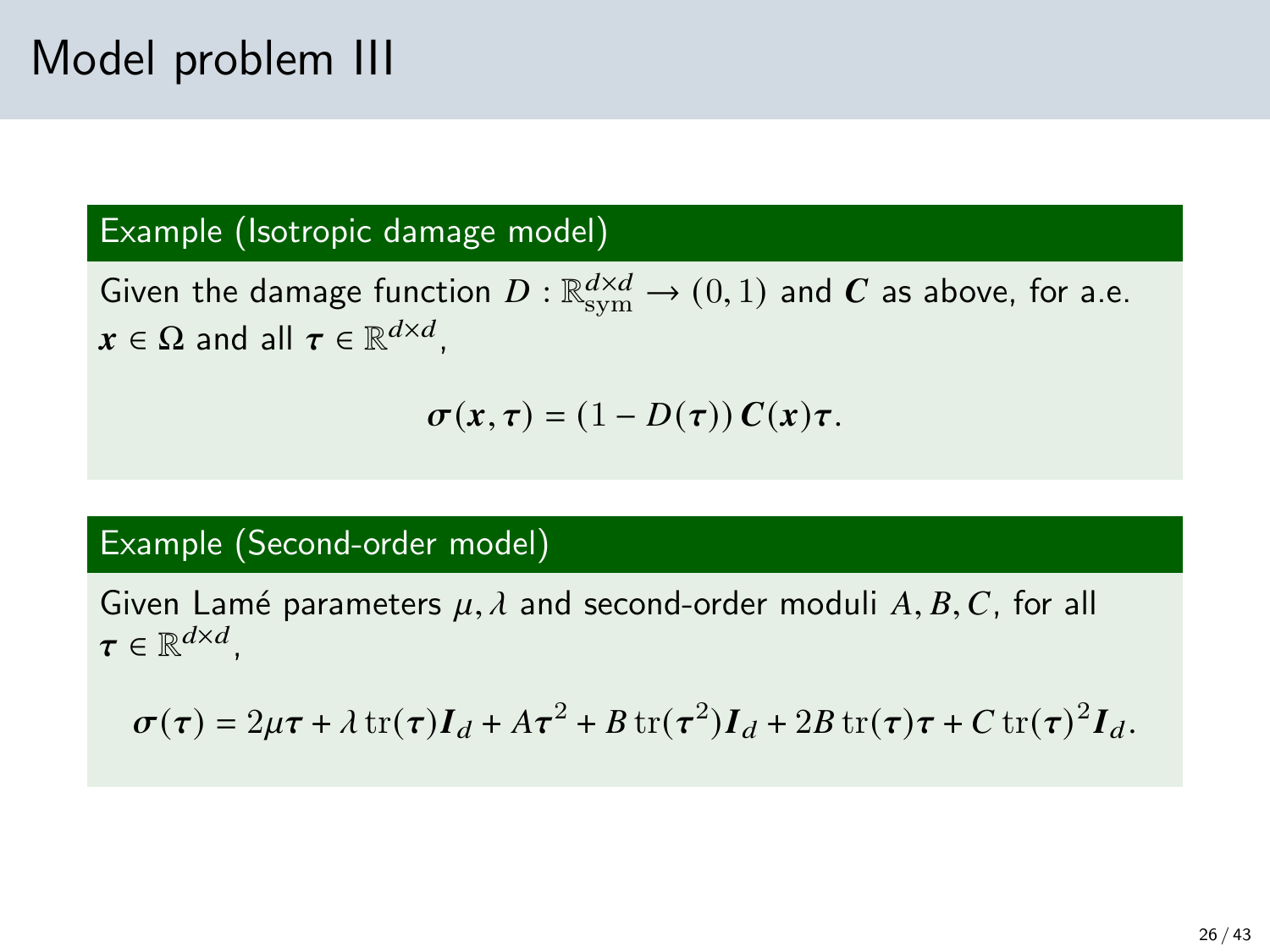# Model problem III

### Example (Isotropic damage model)

Given the damage function $D : \mathbb{R}^{d\times d}_{\text{sym}} \to (0,1)$ and $\boldsymbol{C}$ as above, for a.e. $\boldsymbol{x} \in \Omega$ and all $\boldsymbol{\tau} \in \mathbb{R}^{d\times d}$,

$$\boldsymbol{\sigma}(\boldsymbol{x}, \boldsymbol{\tau}) = (1 - D(\boldsymbol{\tau}))\, \boldsymbol{C}(\boldsymbol{x})\boldsymbol{\tau}.$$

### Example (Second-order model)

Given Lamé parameters $\mu, \lambda$ and second-order moduli $A, B, C$, for all $\boldsymbol{\tau} \in \mathbb{R}^{d\times d}$,

$$\boldsymbol{\sigma}(\boldsymbol{\tau}) = 2\mu\boldsymbol{\tau} + \lambda\,\mathrm{tr}(\boldsymbol{\tau})\boldsymbol{I}_d + A\boldsymbol{\tau}^2 + B\,\mathrm{tr}(\boldsymbol{\tau}^2)\boldsymbol{I}_d + 2B\,\mathrm{tr}(\boldsymbol{\tau})\boldsymbol{\tau} + C\,\mathrm{tr}(\boldsymbol{\tau})^2\boldsymbol{I}_d.$$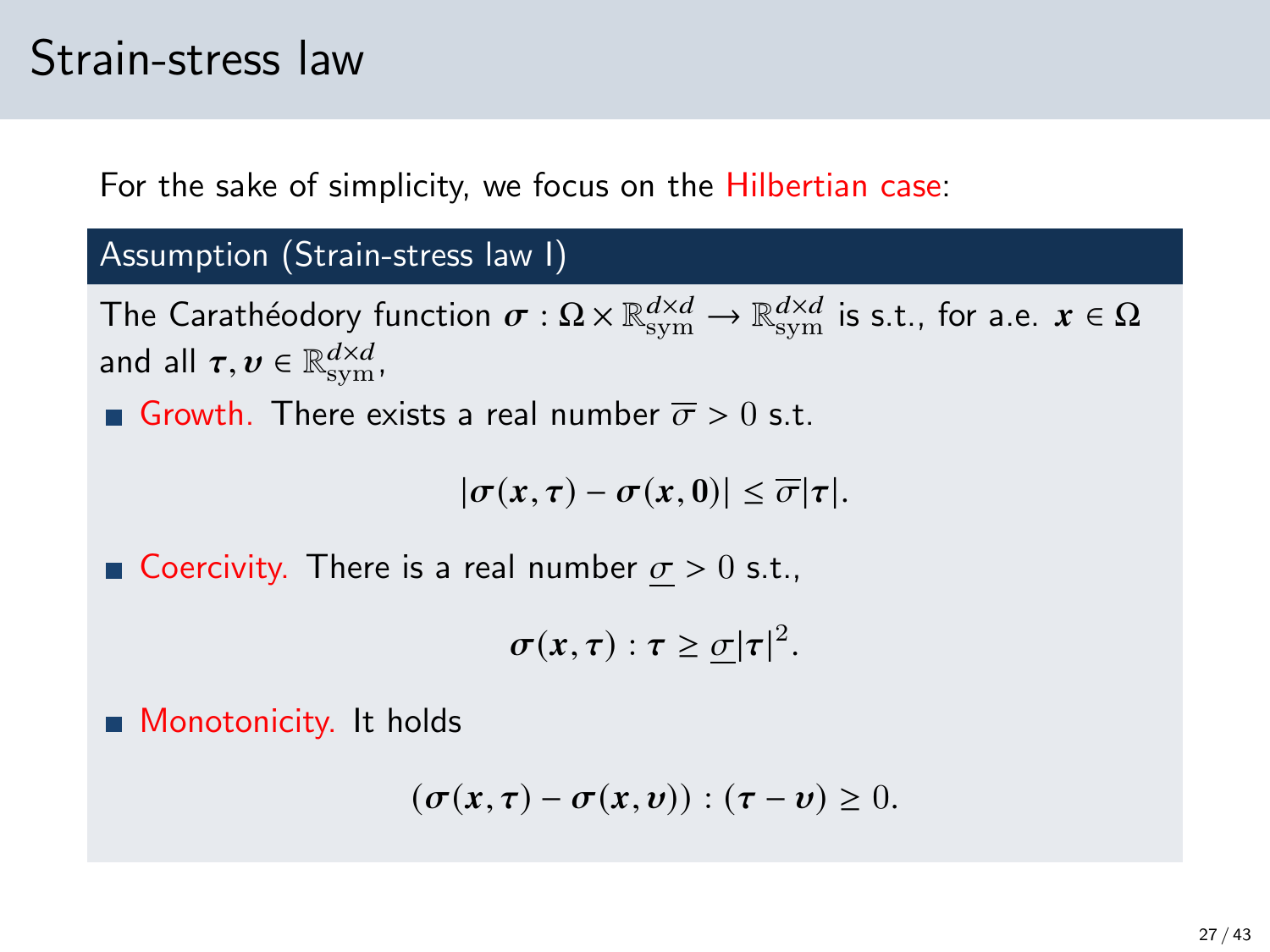# Strain-stress law

For the sake of simplicity, we focus on the Hilbertian case:

**Assumption (Strain-stress law I)**

The Carathéodory function $\boldsymbol{\sigma} : \Omega \times \mathbb{R}^{d\times d}_{\mathrm{sym}} \to \mathbb{R}^{d\times d}_{\mathrm{sym}}$ is s.t., for a.e. $\boldsymbol{x} \in \Omega$ and all $\boldsymbol{\tau}, \boldsymbol{\upsilon} \in \mathbb{R}^{d\times d}_{\mathrm{sym}}$,

- Growth. There exists a real number $\overline{\sigma} > 0$ s.t.

$$|\boldsymbol{\sigma}(\boldsymbol{x}, \boldsymbol{\tau}) - \boldsymbol{\sigma}(\boldsymbol{x}, \mathbf{0})| \leq \overline{\sigma}|\boldsymbol{\tau}|.$$

- Coercivity. There is a real number $\underline{\sigma} > 0$ s.t.,

$$\boldsymbol{\sigma}(\boldsymbol{x}, \boldsymbol{\tau}) : \boldsymbol{\tau} \geq \underline{\sigma}|\boldsymbol{\tau}|^2.$$

- Monotonicity. It holds

$$(\boldsymbol{\sigma}(\boldsymbol{x}, \boldsymbol{\tau}) - \boldsymbol{\sigma}(\boldsymbol{x}, \boldsymbol{\upsilon})) : (\boldsymbol{\tau} - \boldsymbol{\upsilon}) \geq 0.$$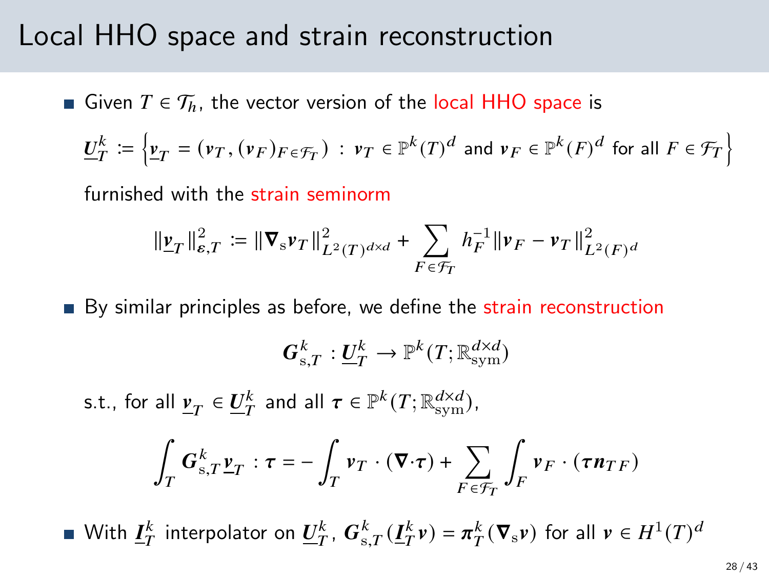# Local HHO space and strain reconstruction

- Given $T \in \mathcal{T}_h$, the vector version of the local HHO space is

$$\underline{\boldsymbol{U}}_T^k := \left\{ \underline{\boldsymbol{v}}_T = (\boldsymbol{v}_T, (\boldsymbol{v}_F)_{F \in \mathcal{F}_T}) \,:\, \boldsymbol{v}_T \in \mathbb{P}^k(T)^d \text{ and } \boldsymbol{v}_F \in \mathbb{P}^k(F)^d \text{ for all } F \in \mathcal{F}_T \right\}$$

  furnished with the strain seminorm

$$\|\underline{\boldsymbol{v}}_T\|_{\boldsymbol{\varepsilon},T}^2 := \|\boldsymbol{\nabla}_{\mathrm{s}} \boldsymbol{v}_T\|_{L^2(T)^{d\times d}}^2 + \sum_{F \in \mathcal{F}_T} h_F^{-1} \|\boldsymbol{v}_F - \boldsymbol{v}_T\|_{L^2(F)^d}^2$$

- By similar principles as before, we define the strain reconstruction

$$\boldsymbol{G}_{\mathrm{s},T}^k : \underline{\boldsymbol{U}}_T^k \to \mathbb{P}^k(T; \mathbb{R}_{\mathrm{sym}}^{d\times d})$$

  s.t., for all $\underline{\boldsymbol{v}}_T \in \underline{\boldsymbol{U}}_T^k$ and all $\boldsymbol{\tau} \in \mathbb{P}^k(T; \mathbb{R}_{\mathrm{sym}}^{d\times d})$,

$$\int_T \boldsymbol{G}_{\mathrm{s},T}^k \underline{\boldsymbol{v}}_T : \boldsymbol{\tau} = -\int_T \boldsymbol{v}_T \cdot (\boldsymbol{\nabla} \cdot \boldsymbol{\tau}) + \sum_{F \in \mathcal{F}_T} \int_F \boldsymbol{v}_F \cdot (\boldsymbol{\tau} \boldsymbol{n}_{TF})$$

- With $\underline{\boldsymbol{I}}_T^k$ interpolator on $\underline{\boldsymbol{U}}_T^k$, $\boldsymbol{G}_{\mathrm{s},T}^k(\underline{\boldsymbol{I}}_T^k \boldsymbol{v}) = \boldsymbol{\pi}_T^k(\boldsymbol{\nabla}_{\mathrm{s}} \boldsymbol{v})$ for all $\boldsymbol{v} \in H^1(T)^d$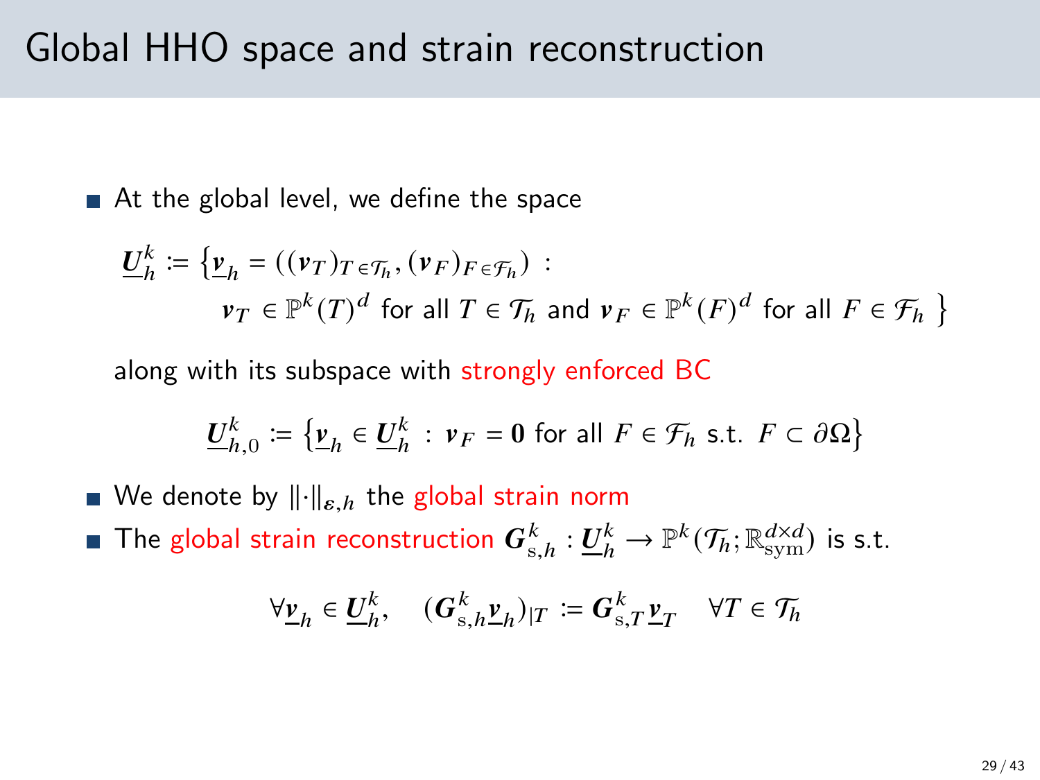# Global HHO space and strain reconstruction

- At the global level, we define the space

$$\underline{\boldsymbol{U}}_h^k \coloneqq \Big\{ \underline{\boldsymbol{v}}_h = ((\boldsymbol{v}_T)_{T\in\mathcal{T}_h}, (\boldsymbol{v}_F)_{F\in\mathcal{F}_h}) \ : \\ \boldsymbol{v}_T \in \mathbb{P}^k(T)^d \text{ for all } T \in \mathcal{T}_h \text{ and } \boldsymbol{v}_F \in \mathbb{P}^k(F)^d \text{ for all } F \in \mathcal{F}_h \Big\}$$

  along with its subspace with strongly enforced BC

$$\underline{\boldsymbol{U}}_{h,0}^k \coloneqq \left\{ \underline{\boldsymbol{v}}_h \in \underline{\boldsymbol{U}}_h^k \ : \ \boldsymbol{v}_F = \boldsymbol{0} \text{ for all } F \in \mathcal{F}_h \text{ s.t. } F \subset \partial\Omega \right\}$$

- We denote by $\|\cdot\|_{\boldsymbol{\varepsilon},h}$ the global strain norm
- The global strain reconstruction $\boldsymbol{G}_{\mathrm{s},h}^k : \underline{\boldsymbol{U}}_h^k \to \mathbb{P}^k(\mathcal{T}_h; \mathbb{R}_{\mathrm{sym}}^{d\times d})$ is s.t.

$$\forall \underline{\boldsymbol{v}}_h \in \underline{\boldsymbol{U}}_h^k, \quad (\boldsymbol{G}_{\mathrm{s},h}^k \underline{\boldsymbol{v}}_h)_{|T} \coloneqq \boldsymbol{G}_{\mathrm{s},T}^k \underline{\boldsymbol{v}}_T \quad \forall T \in \mathcal{T}_h$$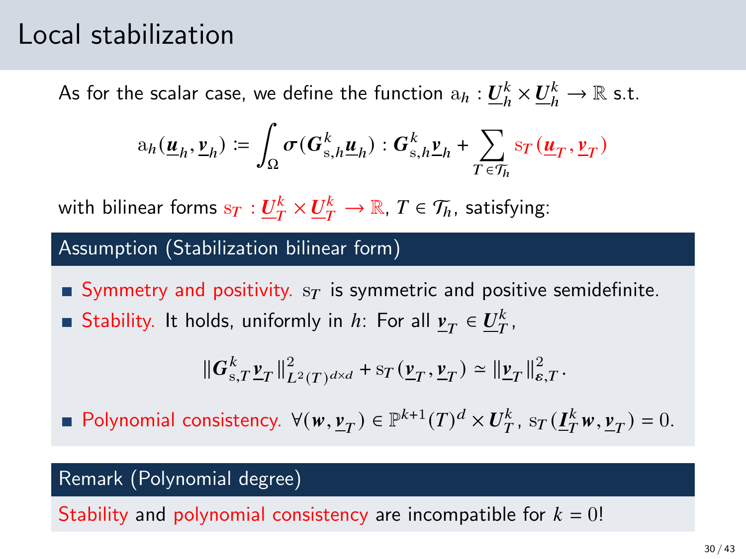# Local stabilization

As for the scalar case, we define the function $\mathrm{a}_h : \underline{\boldsymbol{U}}_h^k \times \underline{\boldsymbol{U}}_h^k \to \mathbb{R}$ s.t.

$$\mathrm{a}_h(\underline{\boldsymbol{u}}_h, \underline{\boldsymbol{v}}_h) \coloneqq \int_\Omega \boldsymbol{\sigma}(\boldsymbol{G}_{\mathrm{s},h}^k \underline{\boldsymbol{u}}_h) : \boldsymbol{G}_{\mathrm{s},h}^k \underline{\boldsymbol{v}}_h + \sum_{T \in \mathcal{T}_h} \mathrm{s}_T(\underline{\boldsymbol{u}}_T, \underline{\boldsymbol{v}}_T)$$

with bilinear forms $\mathrm{s}_T : \underline{\boldsymbol{U}}_T^k \times \underline{\boldsymbol{U}}_T^k \to \mathbb{R}$, $T \in \mathcal{T}_h$, satisfying:

## Assumption (Stabilization bilinear form)

- Symmetry and positivity. $\mathrm{s}_T$ is symmetric and positive semidefinite.
- Stability. It holds, uniformly in $h$: For all $\underline{\boldsymbol{v}}_T \in \underline{\boldsymbol{U}}_T^k$,

$$\|\boldsymbol{G}_{\mathrm{s},T}^k \underline{\boldsymbol{v}}_T\|_{L^2(T)^{d\times d}}^2 + \mathrm{s}_T(\underline{\boldsymbol{v}}_T, \underline{\boldsymbol{v}}_T) \simeq \|\underline{\boldsymbol{v}}_T\|_{\boldsymbol{\varepsilon},T}^2.$$

- Polynomial consistency. $\forall (\boldsymbol{w}, \underline{\boldsymbol{v}}_T) \in \mathbb{P}^{k+1}(T)^d \times \underline{\boldsymbol{U}}_T^k$, $\mathrm{s}_T(\underline{\boldsymbol{I}}_T^k \boldsymbol{w}, \underline{\boldsymbol{v}}_T) = 0$.

## Remark (Polynomial degree)

Stability and polynomial consistency are incompatible for $k = 0$!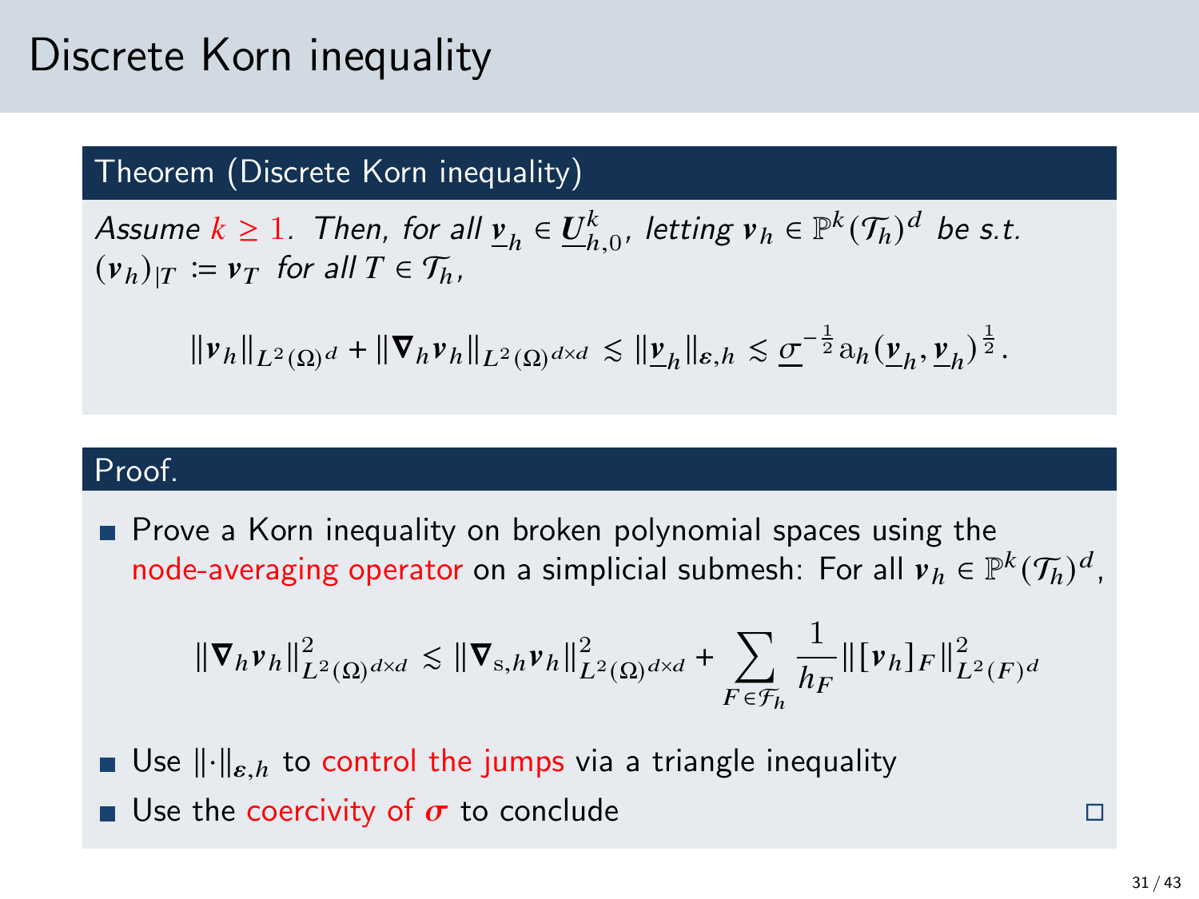# Discrete Korn inequality

## Theorem (Discrete Korn inequality)

*Assume $k \geq 1$. Then, for all $\underline{\boldsymbol{v}}_h \in \underline{\boldsymbol{U}}_{h,0}^k$, letting $\boldsymbol{v}_h \in \mathbb{P}^k(\mathcal{T}_h)^d$ be s.t. $(\boldsymbol{v}_h)_{|T} := \boldsymbol{v}_T$ for all $T \in \mathcal{T}_h$,*

$$\|\boldsymbol{v}_h\|_{L^2(\Omega)^d} + \|\boldsymbol{\nabla}_h \boldsymbol{v}_h\|_{L^2(\Omega)^{d\times d}} \lesssim \|\underline{\boldsymbol{v}}_h\|_{\boldsymbol{\varepsilon},h} \lesssim \underline{\sigma}^{-\frac{1}{2}} \mathrm{a}_h(\underline{\boldsymbol{v}}_h, \underline{\boldsymbol{v}}_h)^{\frac{1}{2}}.$$

## Proof.

- Prove a Korn inequality on broken polynomial spaces using the node-averaging operator on a simplicial submesh: For all $\boldsymbol{v}_h \in \mathbb{P}^k(\mathcal{T}_h)^d$,

$$\|\boldsymbol{\nabla}_h \boldsymbol{v}_h\|_{L^2(\Omega)^{d\times d}}^2 \lesssim \|\boldsymbol{\nabla}_{\mathrm{s},h} \boldsymbol{v}_h\|_{L^2(\Omega)^{d\times d}}^2 + \sum_{F \in \mathcal{F}_h} \frac{1}{h_F} \|[\boldsymbol{v}_h]_F\|_{L^2(F)^d}^2$$

- Use $\|\cdot\|_{\boldsymbol{\varepsilon},h}$ to control the jumps via a triangle inequality
- Use the coercivity of $\boldsymbol{\sigma}$ to conclude $\square$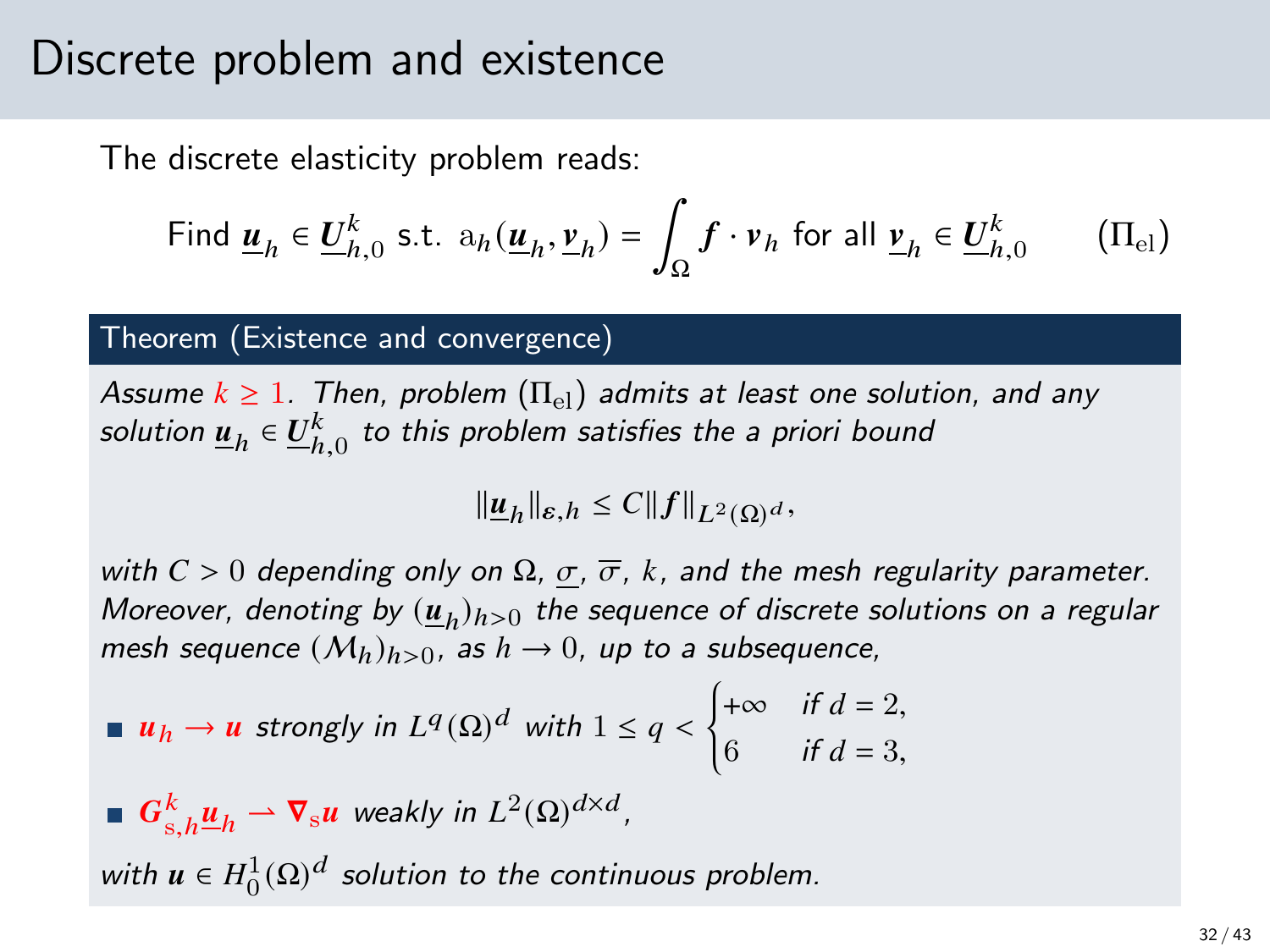# Discrete problem and existence

The discrete elasticity problem reads:

$$\text{Find } \underline{\boldsymbol{u}}_h \in \underline{\boldsymbol{U}}_{h,0}^k \text{ s.t. } \mathrm{a}_h(\underline{\boldsymbol{u}}_h, \underline{\boldsymbol{v}}_h) = \int_\Omega \boldsymbol{f} \cdot \boldsymbol{v}_h \text{ for all } \underline{\boldsymbol{v}}_h \in \underline{\boldsymbol{U}}_{h,0}^k \qquad (\Pi_{\mathrm{el}})$$

### Theorem (Existence and convergence)

*Assume $k \geq 1$. Then, problem $(\Pi_{\mathrm{el}})$ admits at least one solution, and any solution $\underline{\boldsymbol{u}}_h \in \underline{\boldsymbol{U}}_{h,0}^k$ to this problem satisfies the a priori bound*

$$\|\underline{\boldsymbol{u}}_h\|_{\boldsymbol{\varepsilon},h} \leq C\|\boldsymbol{f}\|_{L^2(\Omega)^d},$$

*with $C > 0$ depending only on $\Omega$, $\underline{\sigma}$, $\overline{\sigma}$, $k$, and the mesh regularity parameter. Moreover, denoting by $(\underline{\boldsymbol{u}}_h)_{h>0}$ the sequence of discrete solutions on a regular mesh sequence $(\mathcal{M}_h)_{h>0}$, as $h \to 0$, up to a subsequence,*

- $\boldsymbol{u}_h \to \boldsymbol{u}$ *strongly in $L^q(\Omega)^d$ with* $1 \leq q < \begin{cases} +\infty & \text{if } d = 2, \\ 6 & \text{if } d = 3, \end{cases}$
- $\boldsymbol{G}_{\mathrm{s},h}^k \underline{\boldsymbol{u}}_h \rightharpoonup \boldsymbol{\nabla}_{\mathrm{s}} \boldsymbol{u}$ *weakly in $L^2(\Omega)^{d \times d}$,*

*with $\boldsymbol{u} \in H_0^1(\Omega)^d$ solution to the continuous problem.*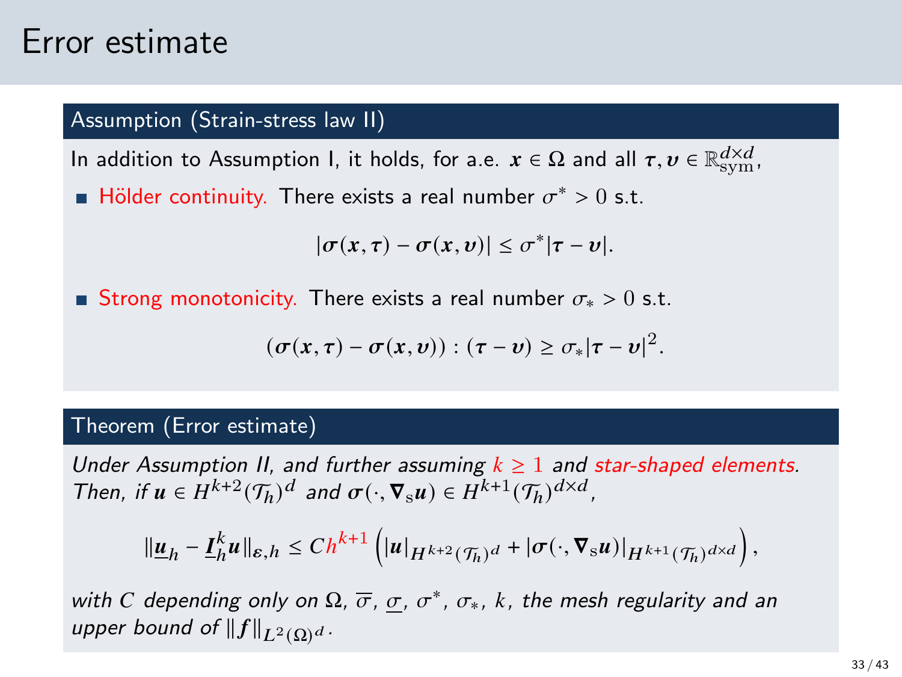# Error estimate

### Assumption (Strain-stress law II)

In addition to Assumption I, it holds, for a.e. $\boldsymbol{x} \in \Omega$ and all $\boldsymbol{\tau}, \boldsymbol{\upsilon} \in \mathbb{R}^{d \times d}_{\mathrm{sym}}$,

- Hölder continuity. There exists a real number $\sigma^* > 0$ s.t.

$$|\boldsymbol{\sigma}(\boldsymbol{x}, \boldsymbol{\tau}) - \boldsymbol{\sigma}(\boldsymbol{x}, \boldsymbol{\upsilon})| \leq \sigma^* |\boldsymbol{\tau} - \boldsymbol{\upsilon}|.$$

- Strong monotonicity. There exists a real number $\sigma_* > 0$ s.t.

$$(\boldsymbol{\sigma}(\boldsymbol{x}, \boldsymbol{\tau}) - \boldsymbol{\sigma}(\boldsymbol{x}, \boldsymbol{\upsilon})) : (\boldsymbol{\tau} - \boldsymbol{\upsilon}) \geq \sigma_* |\boldsymbol{\tau} - \boldsymbol{\upsilon}|^2.$$

### Theorem (Error estimate)

*Under Assumption II, and further assuming $k \geq 1$ and star-shaped elements. Then, if $\boldsymbol{u} \in H^{k+2}(\mathcal{T}_h)^d$ and $\boldsymbol{\sigma}(\cdot, \boldsymbol{\nabla}_{\mathrm{s}} \boldsymbol{u}) \in H^{k+1}(\mathcal{T}_h)^{d \times d}$,*

$$\|\underline{\boldsymbol{u}}_h - \underline{\boldsymbol{I}}_h^k \boldsymbol{u}\|_{\boldsymbol{\varepsilon}, h} \leq C h^{k+1} \left( |\boldsymbol{u}|_{H^{k+2}(\mathcal{T}_h)^d} + |\boldsymbol{\sigma}(\cdot, \boldsymbol{\nabla}_{\mathrm{s}} \boldsymbol{u})|_{H^{k+1}(\mathcal{T}_h)^{d \times d}} \right),$$

*with $C$ depending only on $\Omega$, $\overline{\sigma}$, $\underline{\sigma}$, $\sigma^*$, $\sigma_*$, $k$, the mesh regularity and an upper bound of $\|\boldsymbol{f}\|_{L^2(\Omega)^d}$.*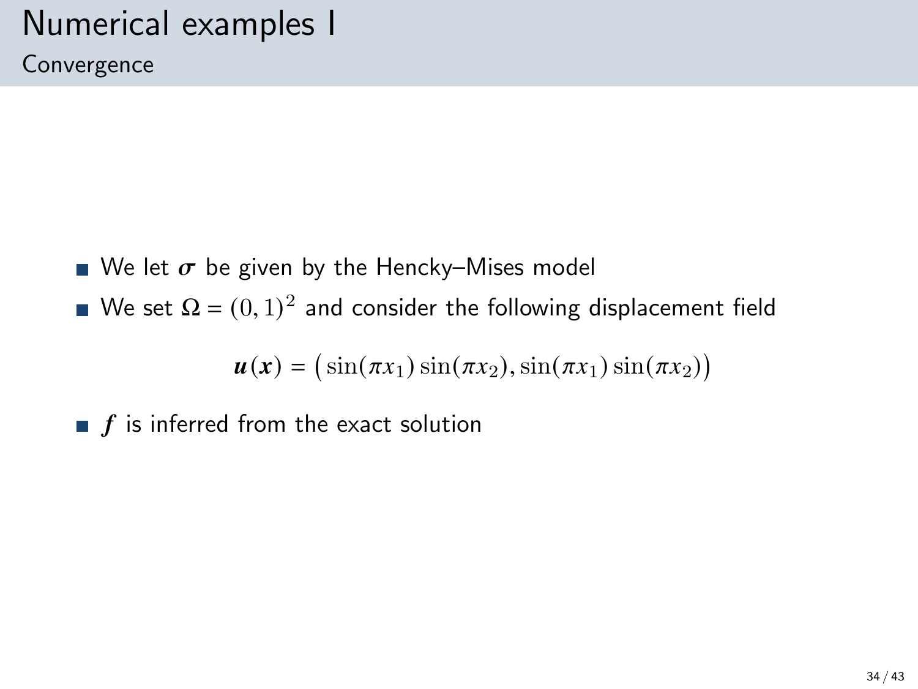# Numerical examples I

## Convergence

- We let $\boldsymbol{\sigma}$ be given by the Hencky–Mises model
- We set $\Omega = (0,1)^2$ and consider the following displacement field

$$\boldsymbol{u}(\boldsymbol{x}) = \big(\sin(\pi x_1)\sin(\pi x_2), \sin(\pi x_1)\sin(\pi x_2)\big)$$

- $\boldsymbol{f}$ is inferred from the exact solution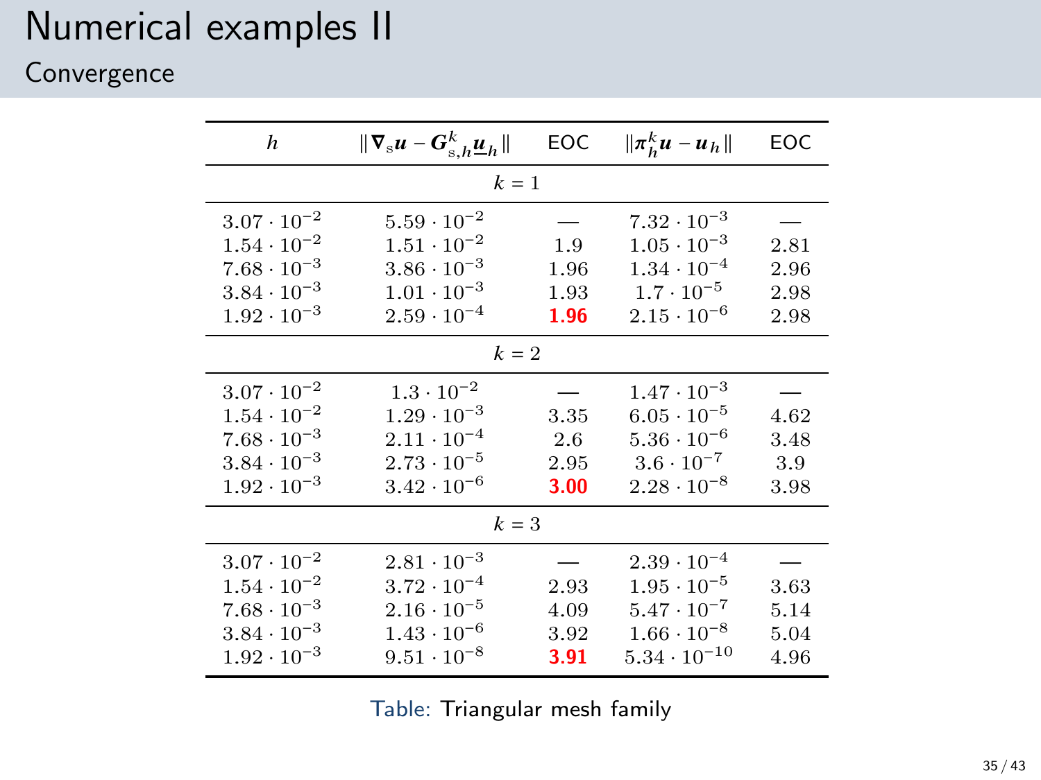# Numerical examples II

## Convergence

| $h$ | $\|\nabla_s \boldsymbol{u} - \boldsymbol{G}_{s,h}^k \underline{\boldsymbol{u}}_h\|$ | EOC | $\|\boldsymbol{\pi}_h^k \boldsymbol{u} - \boldsymbol{u}_h\|$ | EOC |
|---|---|---|---|---|
| | | $k = 1$ | | |
| $3.07 \cdot 10^{-2}$ | $5.59 \cdot 10^{-2}$ | — | $7.32 \cdot 10^{-3}$ | — |
| $1.54 \cdot 10^{-2}$ | $1.51 \cdot 10^{-2}$ | 1.9 | $1.05 \cdot 10^{-3}$ | 2.81 |
| $7.68 \cdot 10^{-3}$ | $3.86 \cdot 10^{-3}$ | 1.96 | $1.34 \cdot 10^{-4}$ | 2.96 |
| $3.84 \cdot 10^{-3}$ | $1.01 \cdot 10^{-3}$ | 1.93 | $1.7 \cdot 10^{-5}$ | 2.98 |
| $1.92 \cdot 10^{-3}$ | $2.59 \cdot 10^{-4}$ | **1.96** | $2.15 \cdot 10^{-6}$ | 2.98 |
| | | $k = 2$ | | |
| $3.07 \cdot 10^{-2}$ | $1.3 \cdot 10^{-2}$ | — | $1.47 \cdot 10^{-3}$ | — |
| $1.54 \cdot 10^{-2}$ | $1.29 \cdot 10^{-3}$ | 3.35 | $6.05 \cdot 10^{-5}$ | 4.62 |
| $7.68 \cdot 10^{-3}$ | $2.11 \cdot 10^{-4}$ | 2.6 | $5.36 \cdot 10^{-6}$ | 3.48 |
| $3.84 \cdot 10^{-3}$ | $2.73 \cdot 10^{-5}$ | 2.95 | $3.6 \cdot 10^{-7}$ | 3.9 |
| $1.92 \cdot 10^{-3}$ | $3.42 \cdot 10^{-6}$ | **3.00** | $2.28 \cdot 10^{-8}$ | 3.98 |
| | | $k = 3$ | | |
| $3.07 \cdot 10^{-2}$ | $2.81 \cdot 10^{-3}$ | — | $2.39 \cdot 10^{-4}$ | — |
| $1.54 \cdot 10^{-2}$ | $3.72 \cdot 10^{-4}$ | 2.93 | $1.95 \cdot 10^{-5}$ | 3.63 |
| $7.68 \cdot 10^{-3}$ | $2.16 \cdot 10^{-5}$ | 4.09 | $5.47 \cdot 10^{-7}$ | 5.14 |
| $3.84 \cdot 10^{-3}$ | $1.43 \cdot 10^{-6}$ | 3.92 | $1.66 \cdot 10^{-8}$ | 5.04 |
| $1.92 \cdot 10^{-3}$ | $9.51 \cdot 10^{-8}$ | **3.91** | $5.34 \cdot 10^{-10}$ | 4.96 |

Table: Triangular mesh family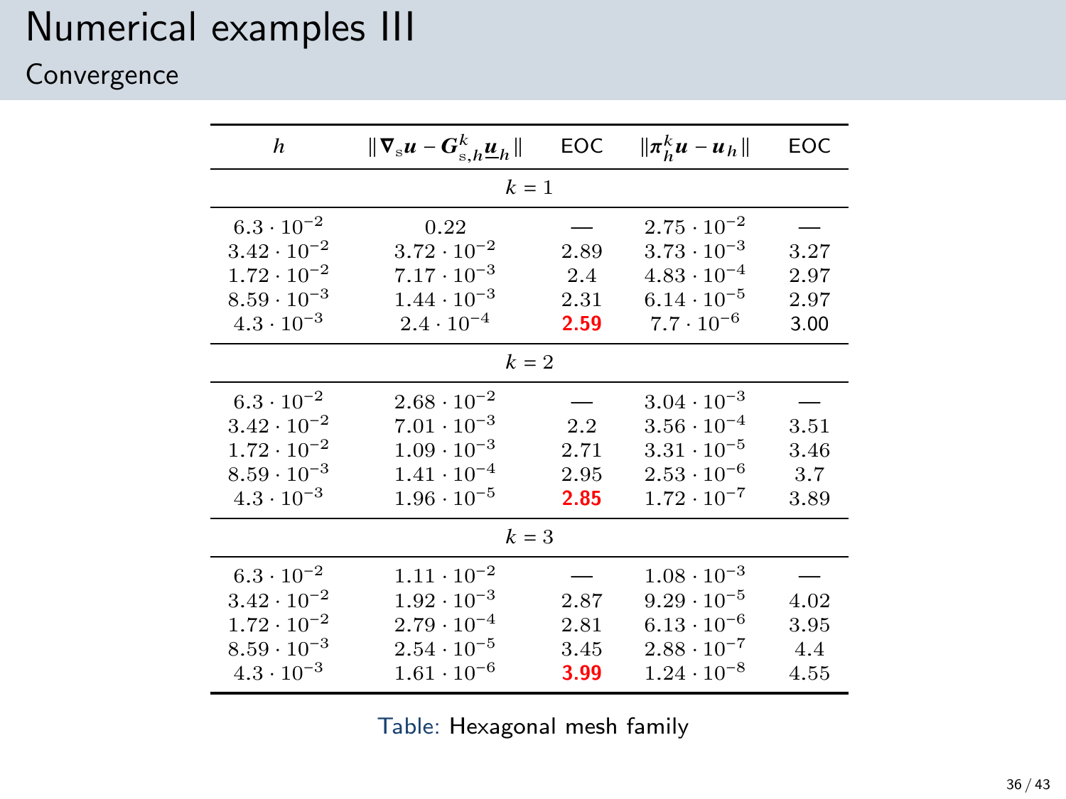# Numerical examples III

## Convergence

| $h$ | $\lVert \nabla_{\mathrm{s}} \boldsymbol{u} - \boldsymbol{G}_{\mathrm{s},h}^{k} \underline{\boldsymbol{u}}_h \rVert$ | EOC | $\lVert \boldsymbol{\pi}_h^k \boldsymbol{u} - \boldsymbol{u}_h \rVert$ | EOC |
|---|---|---|---|---|
| | | $k = 1$ | | |
| $6.3 \cdot 10^{-2}$ | $0.22$ | — | $2.75 \cdot 10^{-2}$ | — |
| $3.42 \cdot 10^{-2}$ | $3.72 \cdot 10^{-2}$ | 2.89 | $3.73 \cdot 10^{-3}$ | 3.27 |
| $1.72 \cdot 10^{-2}$ | $7.17 \cdot 10^{-3}$ | 2.4 | $4.83 \cdot 10^{-4}$ | 2.97 |
| $8.59 \cdot 10^{-3}$ | $1.44 \cdot 10^{-3}$ | 2.31 | $6.14 \cdot 10^{-5}$ | 2.97 |
| $4.3 \cdot 10^{-3}$ | $2.4 \cdot 10^{-4}$ | **2.59** | $7.7 \cdot 10^{-6}$ | 3.00 |
| | | $k = 2$ | | |
| $6.3 \cdot 10^{-2}$ | $2.68 \cdot 10^{-2}$ | — | $3.04 \cdot 10^{-3}$ | — |
| $3.42 \cdot 10^{-2}$ | $7.01 \cdot 10^{-3}$ | 2.2 | $3.56 \cdot 10^{-4}$ | 3.51 |
| $1.72 \cdot 10^{-2}$ | $1.09 \cdot 10^{-3}$ | 2.71 | $3.31 \cdot 10^{-5}$ | 3.46 |
| $8.59 \cdot 10^{-3}$ | $1.41 \cdot 10^{-4}$ | 2.95 | $2.53 \cdot 10^{-6}$ | 3.7 |
| $4.3 \cdot 10^{-3}$ | $1.96 \cdot 10^{-5}$ | **2.85** | $1.72 \cdot 10^{-7}$ | 3.89 |
| | | $k = 3$ | | |
| $6.3 \cdot 10^{-2}$ | $1.11 \cdot 10^{-2}$ | — | $1.08 \cdot 10^{-3}$ | — |
| $3.42 \cdot 10^{-2}$ | $1.92 \cdot 10^{-3}$ | 2.87 | $9.29 \cdot 10^{-5}$ | 4.02 |
| $1.72 \cdot 10^{-2}$ | $2.79 \cdot 10^{-4}$ | 2.81 | $6.13 \cdot 10^{-6}$ | 3.95 |
| $8.59 \cdot 10^{-3}$ | $2.54 \cdot 10^{-5}$ | 3.45 | $2.88 \cdot 10^{-7}$ | 4.4 |
| $4.3 \cdot 10^{-3}$ | $1.61 \cdot 10^{-6}$ | **3.99** | $1.24 \cdot 10^{-8}$ | 4.55 |

Table: Hexagonal mesh family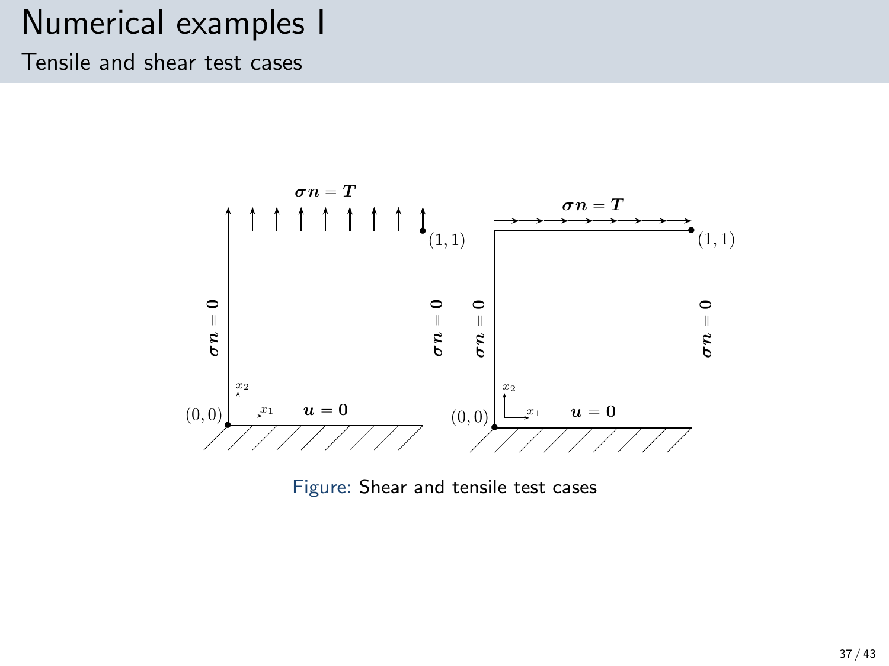# Numerical examples I

## Tensile and shear test cases

$\boldsymbol{\sigma n} = \boldsymbol{T}$

$(1,1)$

$\boldsymbol{\sigma n} = \boldsymbol{0}$

$\boldsymbol{\sigma n} = \boldsymbol{0}$

$x_2$

$x_1$

$(0,0)$

$\boldsymbol{u} = \boldsymbol{0}$

$\boldsymbol{\sigma n} = \boldsymbol{T}$

$(1,1)$

$\boldsymbol{\sigma n} = \boldsymbol{0}$

$\boldsymbol{\sigma n} = \boldsymbol{0}$

$x_2$

$x_1$

$(0,0)$

$\boldsymbol{u} = \boldsymbol{0}$

Figure: Shear and tensile test cases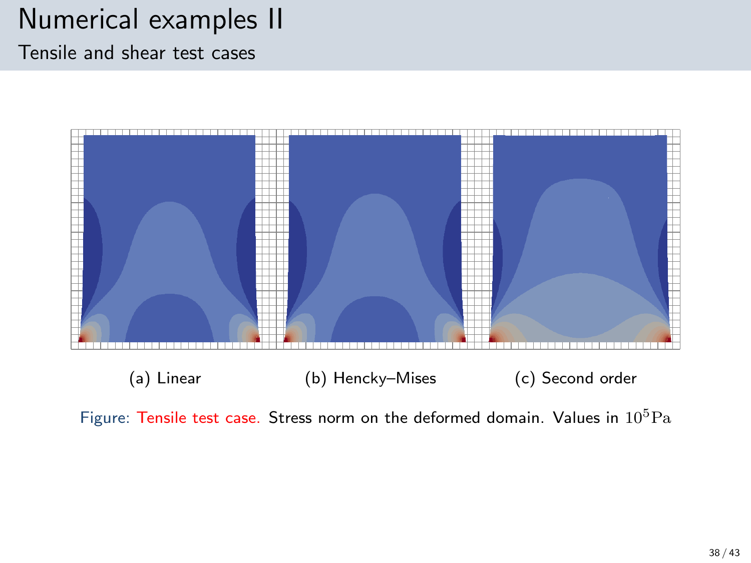# Numerical examples II

## Tensile and shear test cases

(a) Linear

(b) Hencky–Mises

(c) Second order

Figure: Tensile test case. Stress norm on the deformed domain. Values in $10^5\mathrm{Pa}$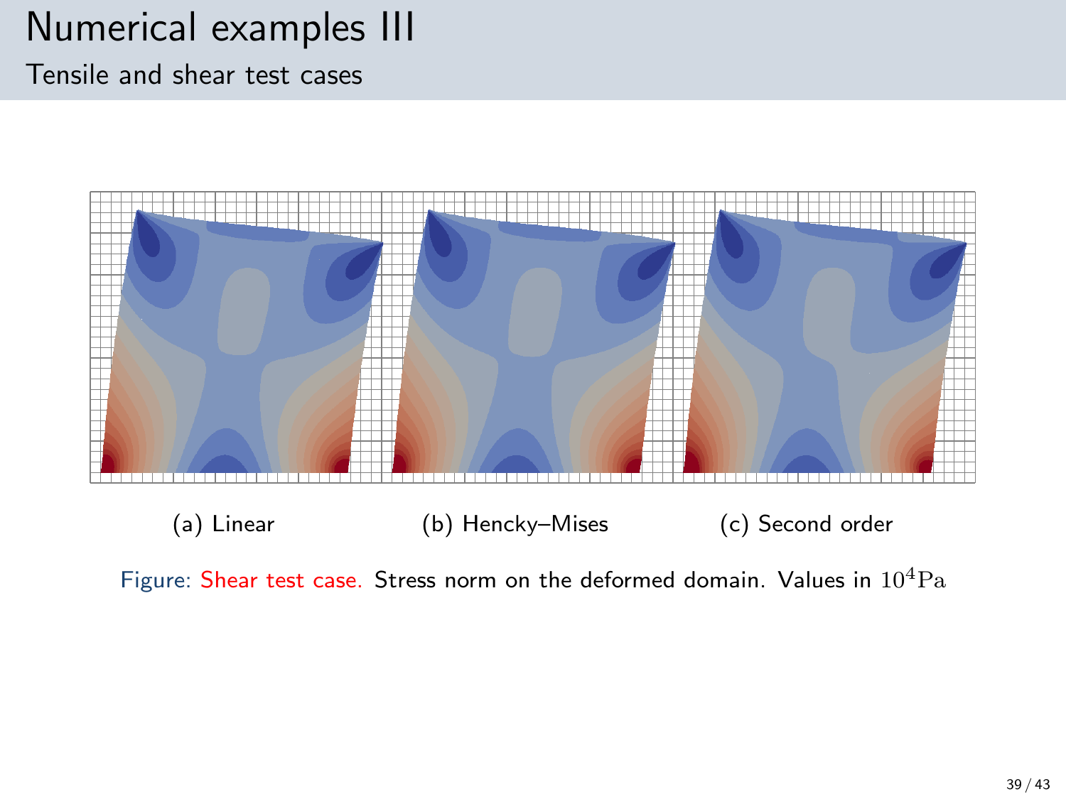# Numerical examples III

## Tensile and shear test cases

(a) Linear

(b) Hencky–Mises

(c) Second order

Figure: Shear test case. Stress norm on the deformed domain. Values in $10^4\mathrm{Pa}$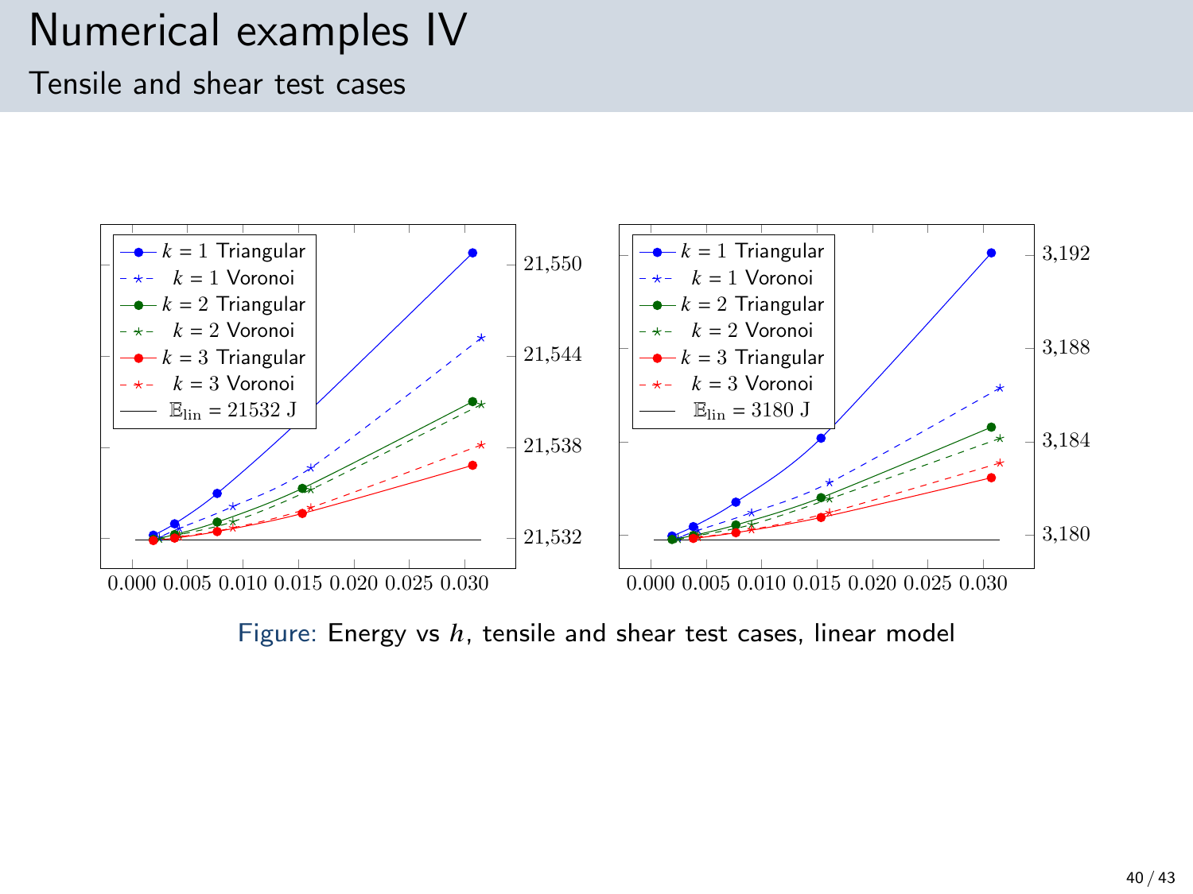# Numerical examples IV

## Tensile and shear test cases

Figure: Energy vs $h$, tensile and shear test cases, linear model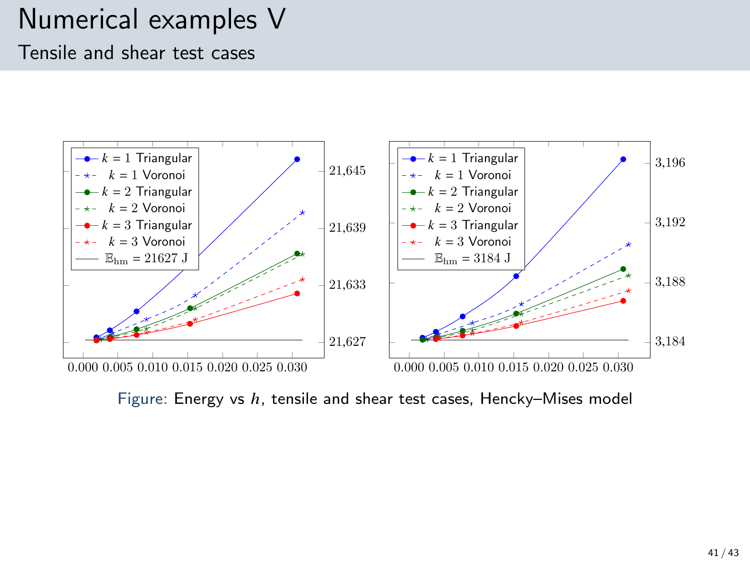# Numerical examples V

## Tensile and shear test cases

Figure: Energy vs $h$, tensile and shear test cases, Hencky–Mises model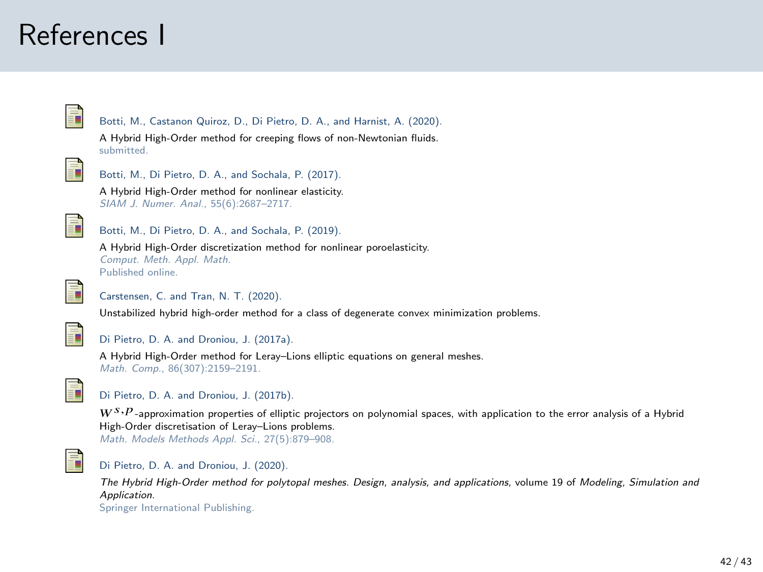# References I

Botti, M., Castanon Quiroz, D., Di Pietro, D. A., and Harnist, A. (2020).
A Hybrid High-Order method for creeping flows of non-Newtonian fluids.
submitted.

Botti, M., Di Pietro, D. A., and Sochala, P. (2017).
A Hybrid High-Order method for nonlinear elasticity.
*SIAM J. Numer. Anal.*, 55(6):2687–2717.

Botti, M., Di Pietro, D. A., and Sochala, P. (2019).
A Hybrid High-Order discretization method for nonlinear poroelasticity.
*Comput. Meth. Appl. Math.*
Published online.

Carstensen, C. and Tran, N. T. (2020).
Unstabilized hybrid high-order method for a class of degenerate convex minimization problems.

Di Pietro, D. A. and Droniou, J. (2017a).
A Hybrid High-Order method for Leray–Lions elliptic equations on general meshes.
*Math. Comp.*, 86(307):2159–2191.

Di Pietro, D. A. and Droniou, J. (2017b).
$W^{s,p}$-approximation properties of elliptic projectors on polynomial spaces, with application to the error analysis of a Hybrid High-Order discretisation of Leray–Lions problems.
*Math. Models Methods Appl. Sci.*, 27(5):879–908.

Di Pietro, D. A. and Droniou, J. (2020).
*The Hybrid High-Order method for polytopal meshes. Design, analysis, and applications*, volume 19 of *Modeling, Simulation and Application*.
Springer International Publishing.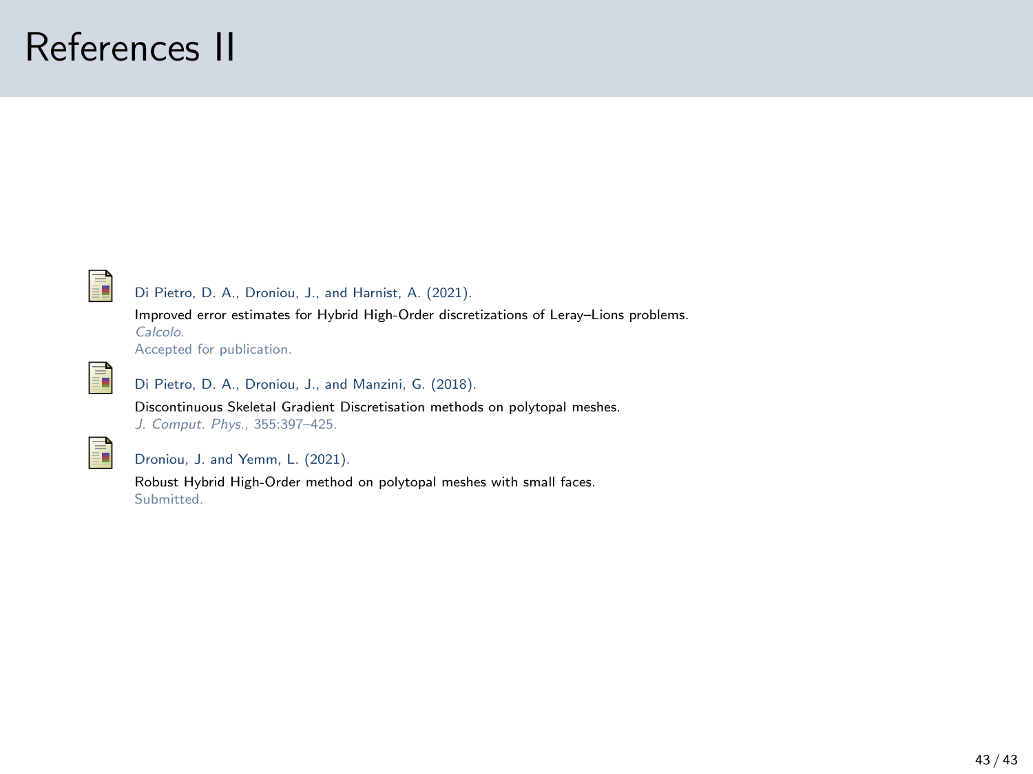# References II

Di Pietro, D. A., Droniou, J., and Harnist, A. (2021).
Improved error estimates for Hybrid High-Order discretizations of Leray–Lions problems.
*Calcolo.*
Accepted for publication.

Di Pietro, D. A., Droniou, J., and Manzini, G. (2018).
Discontinuous Skeletal Gradient Discretisation methods on polytopal meshes.
*J. Comput. Phys.*, 355:397–425.

Droniou, J. and Yemm, L. (2021).
Robust Hybrid High-Order method on polytopal meshes with small faces.
Submitted.